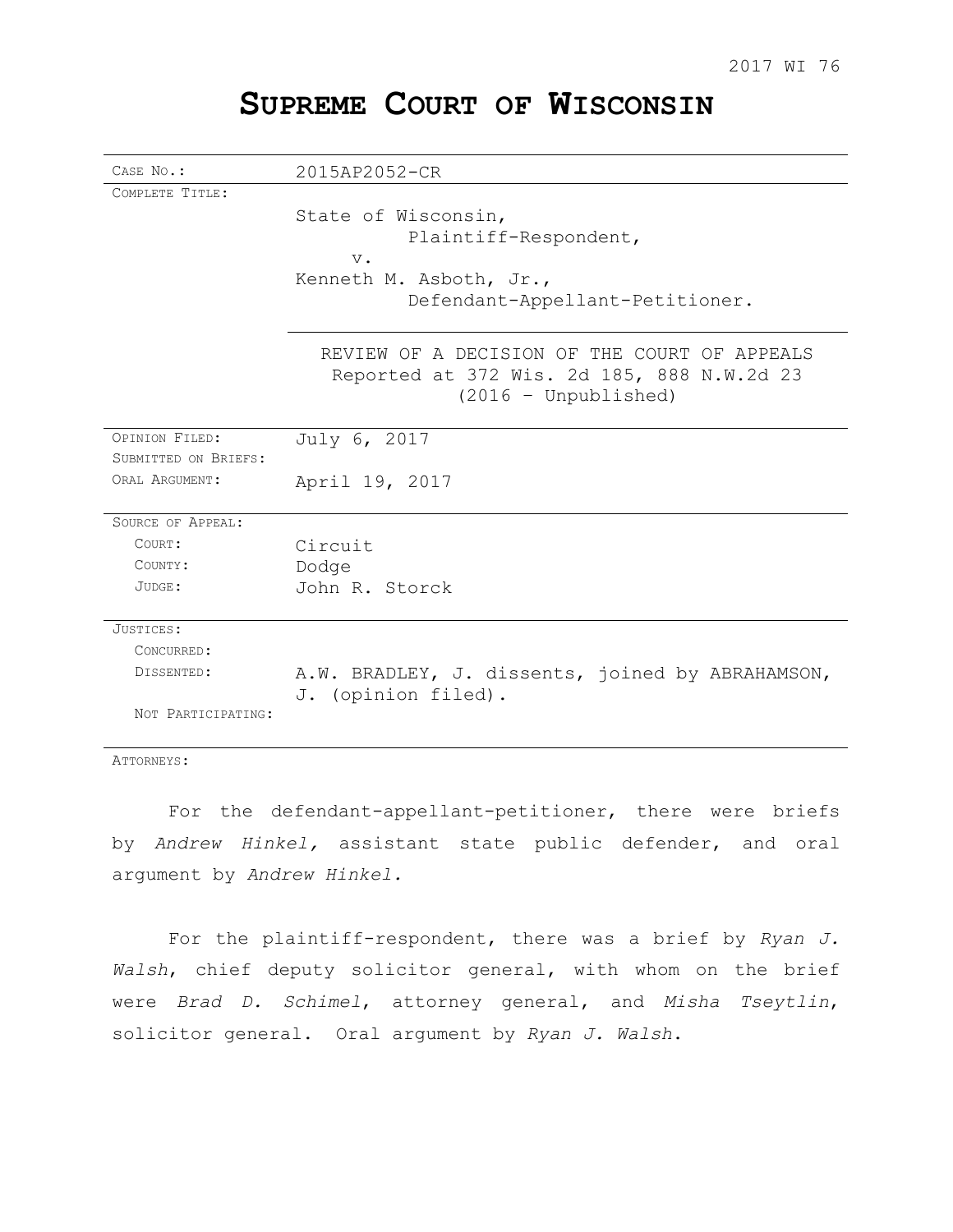2017 WI 76

# SUPREME COURT OF WISCONSIN

| | |
|---|---|
| CASE NO.: | 2015AP2052-CR |
| COMPLETE TITLE: | State of Wisconsin, Plaintiff-Respondent, v. Kenneth M. Asboth, Jr., Defendant-Appellant-Petitioner. |
| | REVIEW OF A DECISION OF THE COURT OF APPEALS Reported at 372 Wis. 2d 185, 888 N.W.2d 23 (2016 – Unpublished) |
| OPINION FILED: | July 6, 2017 |
| SUBMITTED ON BRIEFS: | |
| ORAL ARGUMENT: | April 19, 2017 |
| SOURCE OF APPEAL: | |
| COURT: | Circuit |
| COUNTY: | Dodge |
| JUDGE: | John R. Storck |
| JUSTICES: | |
| CONCURRED: | |
| DISSENTED: | A.W. BRADLEY, J. dissents, joined by ABRAHAMSON, J. (opinion filed). |
| NOT PARTICIPATING: | |

ATTORNEYS:

For the defendant-appellant-petitioner, there were briefs by *Andrew Hinkel,* assistant state public defender, and oral argument by *Andrew Hinkel.*

For the plaintiff-respondent, there was a brief by *Ryan J. Walsh*, chief deputy solicitor general, with whom on the brief were *Brad D. Schimel*, attorney general, and *Misha Tseytlin*, solicitor general. Oral argument by *Ryan J. Walsh*.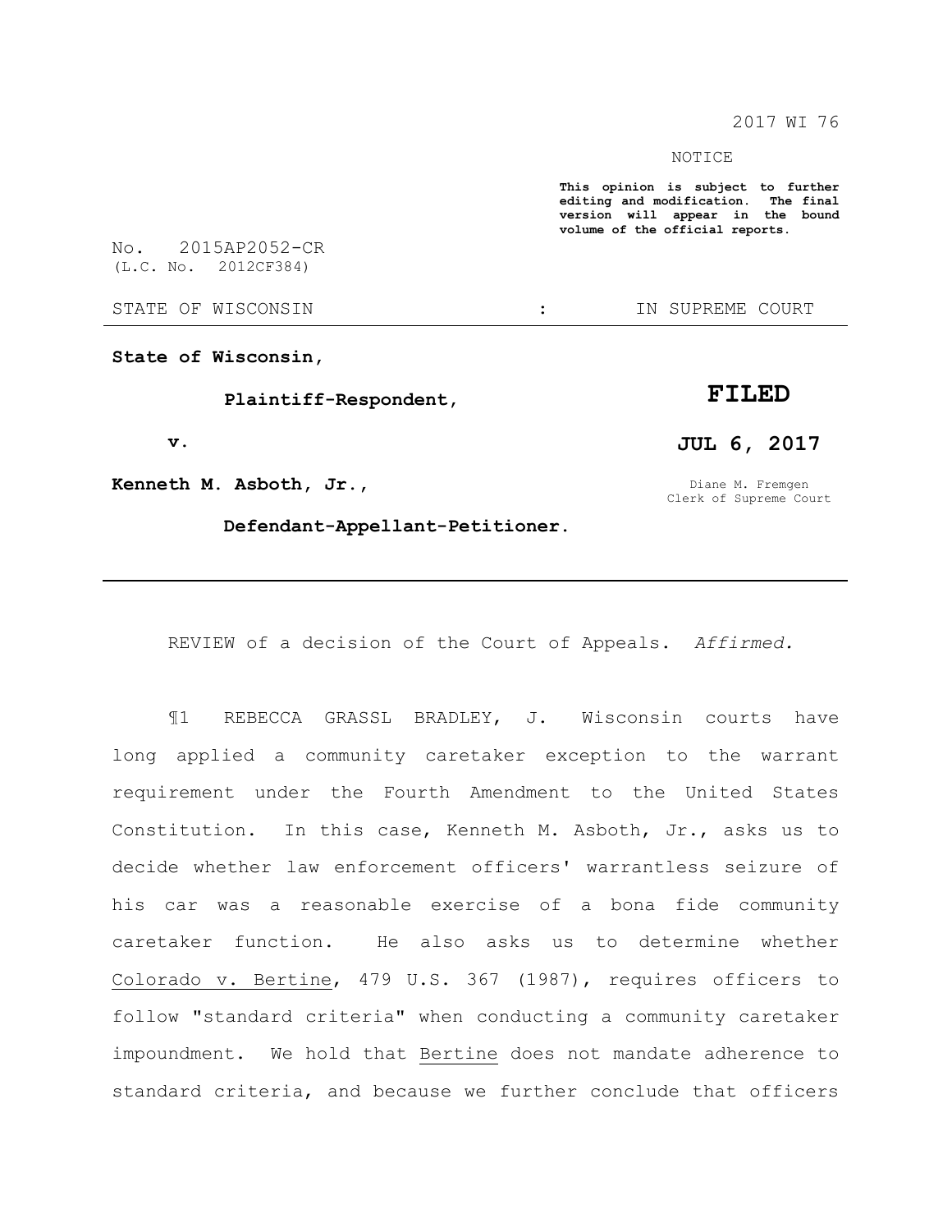2017 WI 76

NOTICE

**This opinion is subject to further editing and modification. The final version will appear in the bound volume of the official reports.**

No. 2015AP2052-CR
(L.C. No. 2012CF384)

STATE OF WISCONSIN : IN SUPREME COURT

---

**State of Wisconsin,**

**Plaintiff-Respondent,**

**v.**

**Kenneth M. Asboth, Jr.,**

**Defendant-Appellant-Petitioner.**

**FILED**

**JUL 6, 2017**

Diane M. Fremgen
Clerk of Supreme Court

---

REVIEW of a decision of the Court of Appeals. *Affirmed.*

¶1 REBECCA GRASSL BRADLEY, J. Wisconsin courts have long applied a community caretaker exception to the warrant requirement under the Fourth Amendment to the United States Constitution. In this case, Kenneth M. Asboth, Jr., asks us to decide whether law enforcement officers' warrantless seizure of his car was a reasonable exercise of a bona fide community caretaker function. He also asks us to determine whether Colorado v. Bertine, 479 U.S. 367 (1987), requires officers to follow "standard criteria" when conducting a community caretaker impoundment. We hold that Bertine does not mandate adherence to standard criteria, and because we further conclude that officers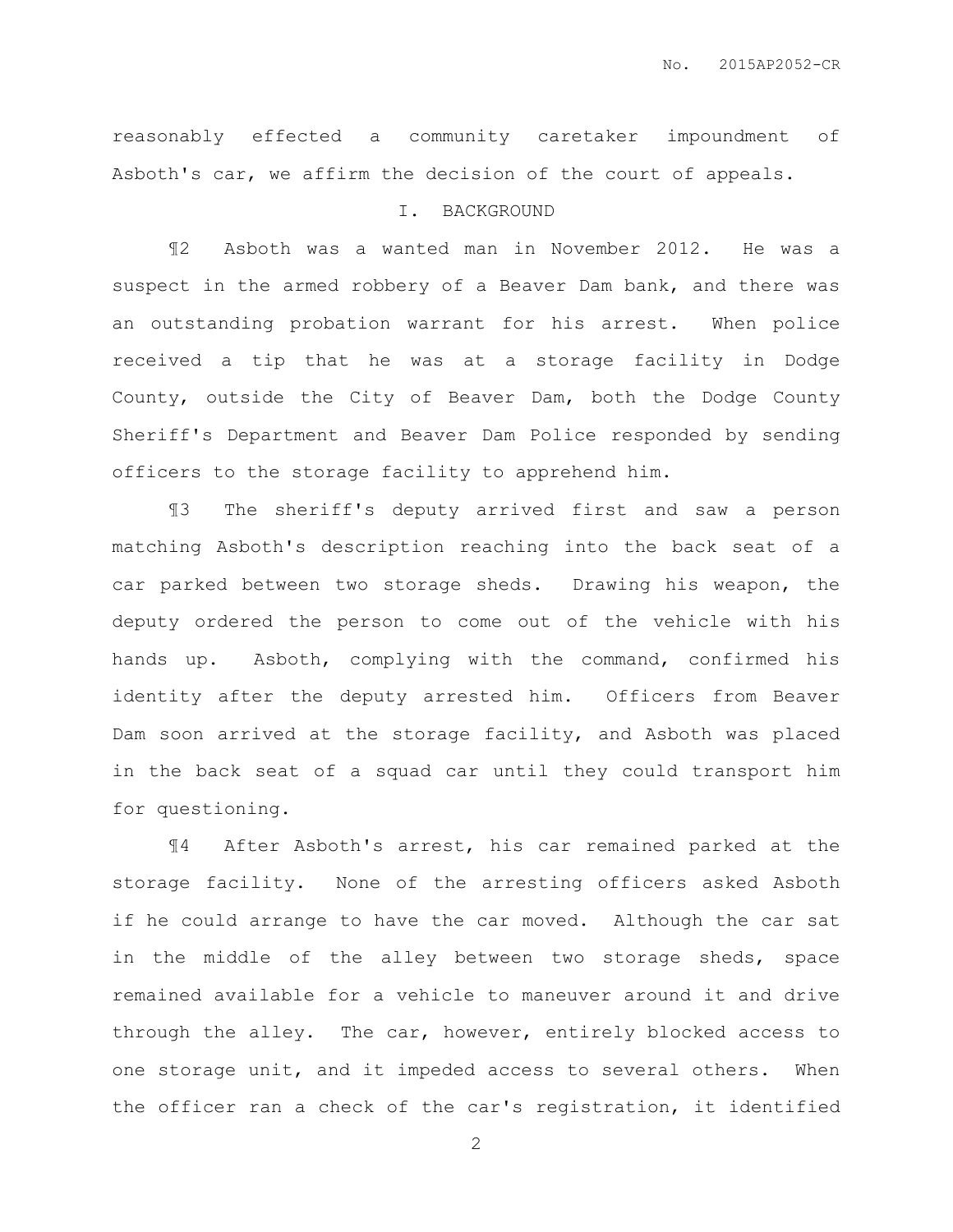reasonably effected a community caretaker impoundment of Asboth's car, we affirm the decision of the court of appeals.

## I. BACKGROUND

¶2 Asboth was a wanted man in November 2012. He was a suspect in the armed robbery of a Beaver Dam bank, and there was an outstanding probation warrant for his arrest. When police received a tip that he was at a storage facility in Dodge County, outside the City of Beaver Dam, both the Dodge County Sheriff's Department and Beaver Dam Police responded by sending officers to the storage facility to apprehend him.

¶3 The sheriff's deputy arrived first and saw a person matching Asboth's description reaching into the back seat of a car parked between two storage sheds. Drawing his weapon, the deputy ordered the person to come out of the vehicle with his hands up. Asboth, complying with the command, confirmed his identity after the deputy arrested him. Officers from Beaver Dam soon arrived at the storage facility, and Asboth was placed in the back seat of a squad car until they could transport him for questioning.

¶4 After Asboth's arrest, his car remained parked at the storage facility. None of the arresting officers asked Asboth if he could arrange to have the car moved. Although the car sat in the middle of the alley between two storage sheds, space remained available for a vehicle to maneuver around it and drive through the alley. The car, however, entirely blocked access to one storage unit, and it impeded access to several others. When the officer ran a check of the car's registration, it identified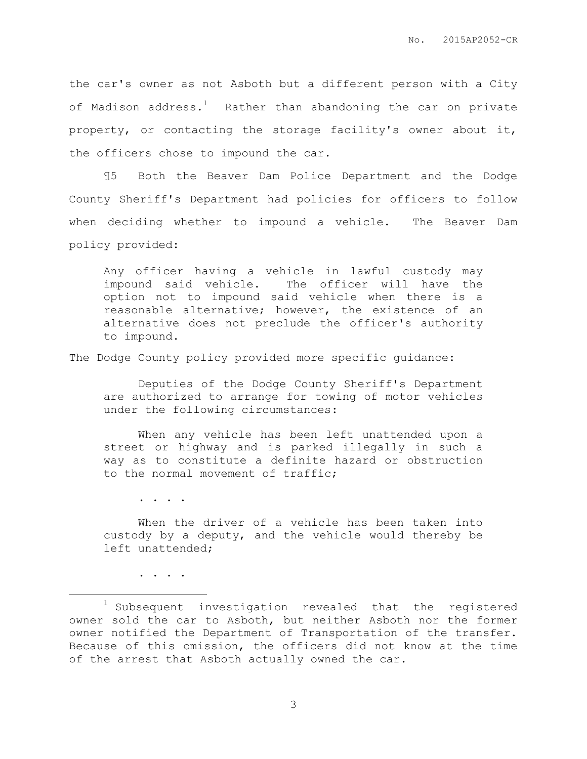the car's owner as not Asboth but a different person with a City of Madison address.[1] Rather than abandoning the car on private property, or contacting the storage facility's owner about it, the officers chose to impound the car.

¶5 Both the Beaver Dam Police Department and the Dodge County Sheriff's Department had policies for officers to follow when deciding whether to impound a vehicle. The Beaver Dam policy provided:

> Any officer having a vehicle in lawful custody may impound said vehicle. The officer will have the option not to impound said vehicle when there is a reasonable alternative; however, the existence of an alternative does not preclude the officer's authority to impound.

The Dodge County policy provided more specific guidance:

> Deputies of the Dodge County Sheriff's Department are authorized to arrange for towing of motor vehicles under the following circumstances:
>
> When any vehicle has been left unattended upon a street or highway and is parked illegally in such a way as to constitute a definite hazard or obstruction to the normal movement of traffic;
>
> . . . .
>
> When the driver of a vehicle has been taken into custody by a deputy, and the vehicle would thereby be left unattended;
>
> . . . .

---

[1] Subsequent investigation revealed that the registered owner sold the car to Asboth, but neither Asboth nor the former owner notified the Department of Transportation of the transfer. Because of this omission, the officers did not know at the time of the arrest that Asboth actually owned the car.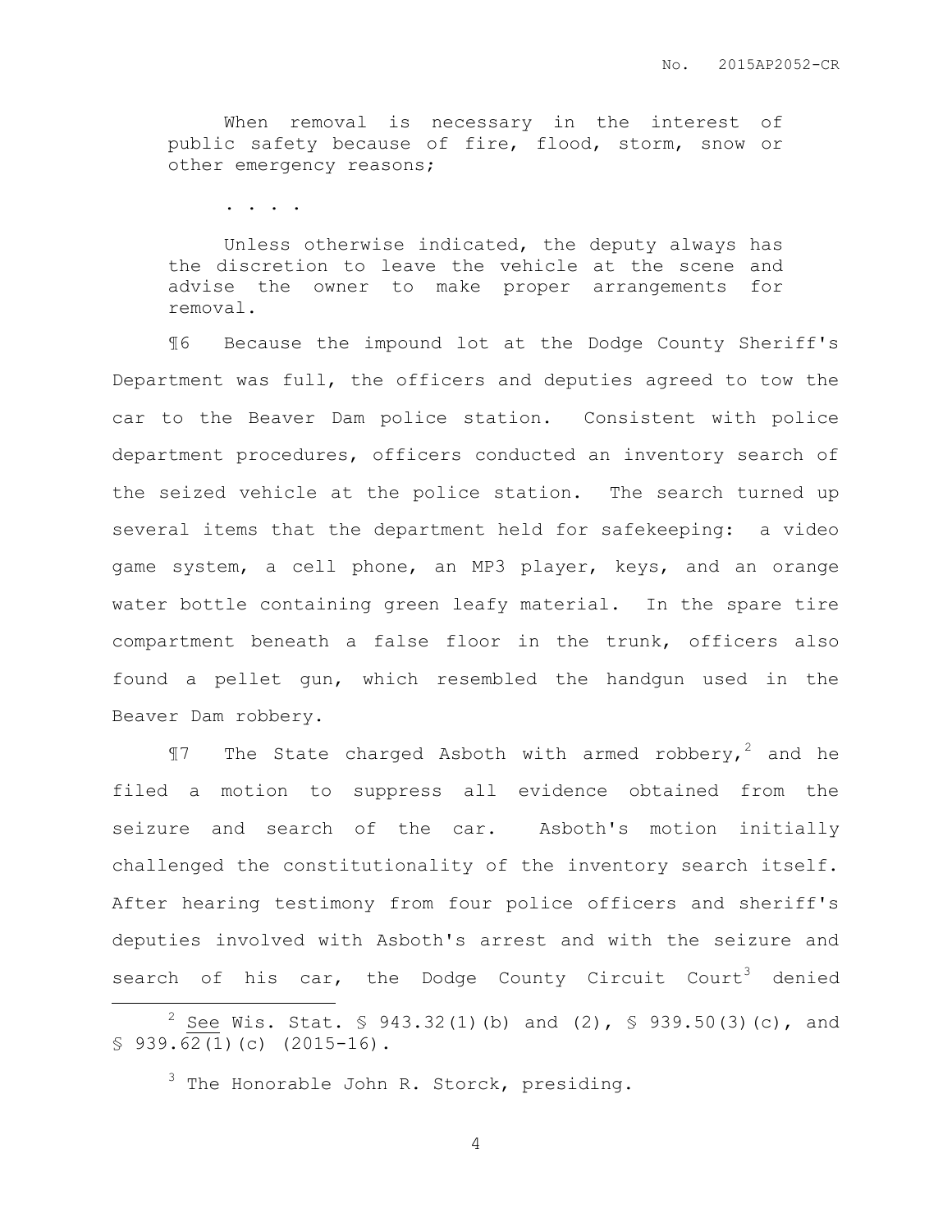> When removal is necessary in the interest of public safety because of fire, flood, storm, snow or other emergency reasons;
>
> . . . .
>
> Unless otherwise indicated, the deputy always has the discretion to leave the vehicle at the scene and advise the owner to make proper arrangements for removal.

¶6 Because the impound lot at the Dodge County Sheriff's Department was full, the officers and deputies agreed to tow the car to the Beaver Dam police station. Consistent with police department procedures, officers conducted an inventory search of the seized vehicle at the police station. The search turned up several items that the department held for safekeeping: a video game system, a cell phone, an MP3 player, keys, and an orange water bottle containing green leafy material. In the spare tire compartment beneath a false floor in the trunk, officers also found a pellet gun, which resembled the handgun used in the Beaver Dam robbery.

¶7 The State charged Asboth with armed robbery,[2] and he filed a motion to suppress all evidence obtained from the seizure and search of the car. Asboth's motion initially challenged the constitutionality of the inventory search itself. After hearing testimony from four police officers and sheriff's deputies involved with Asboth's arrest and with the seizure and search of his car, the Dodge County Circuit Court[3] denied

---

[2] See Wis. Stat. § 943.32(1)(b) and (2), § 939.50(3)(c), and § 939.62(1)(c) (2015-16).

[3] The Honorable John R. Storck, presiding.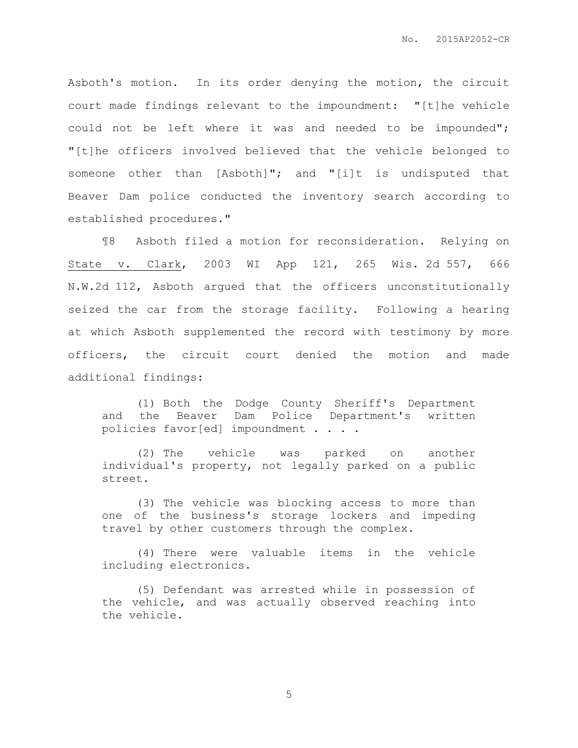Asboth's motion. In its order denying the motion, the circuit court made findings relevant to the impoundment: "[t]he vehicle could not be left where it was and needed to be impounded"; "[t]he officers involved believed that the vehicle belonged to someone other than [Asboth]"; and "[i]t is undisputed that Beaver Dam police conducted the inventory search according to established procedures."

¶8 Asboth filed a motion for reconsideration. Relying on State v. Clark, 2003 WI App 121, 265 Wis. 2d 557, 666 N.W.2d 112, Asboth argued that the officers unconstitutionally seized the car from the storage facility. Following a hearing at which Asboth supplemented the record with testimony by more officers, the circuit court denied the motion and made additional findings:

> (1) Both the Dodge County Sheriff's Department and the Beaver Dam Police Department's written policies favor[ed] impoundment . . . .
>
> (2) The vehicle was parked on another individual's property, not legally parked on a public street.
>
> (3) The vehicle was blocking access to more than one of the business's storage lockers and impeding travel by other customers through the complex.
>
> (4) There were valuable items in the vehicle including electronics.
>
> (5) Defendant was arrested while in possession of the vehicle, and was actually observed reaching into the vehicle.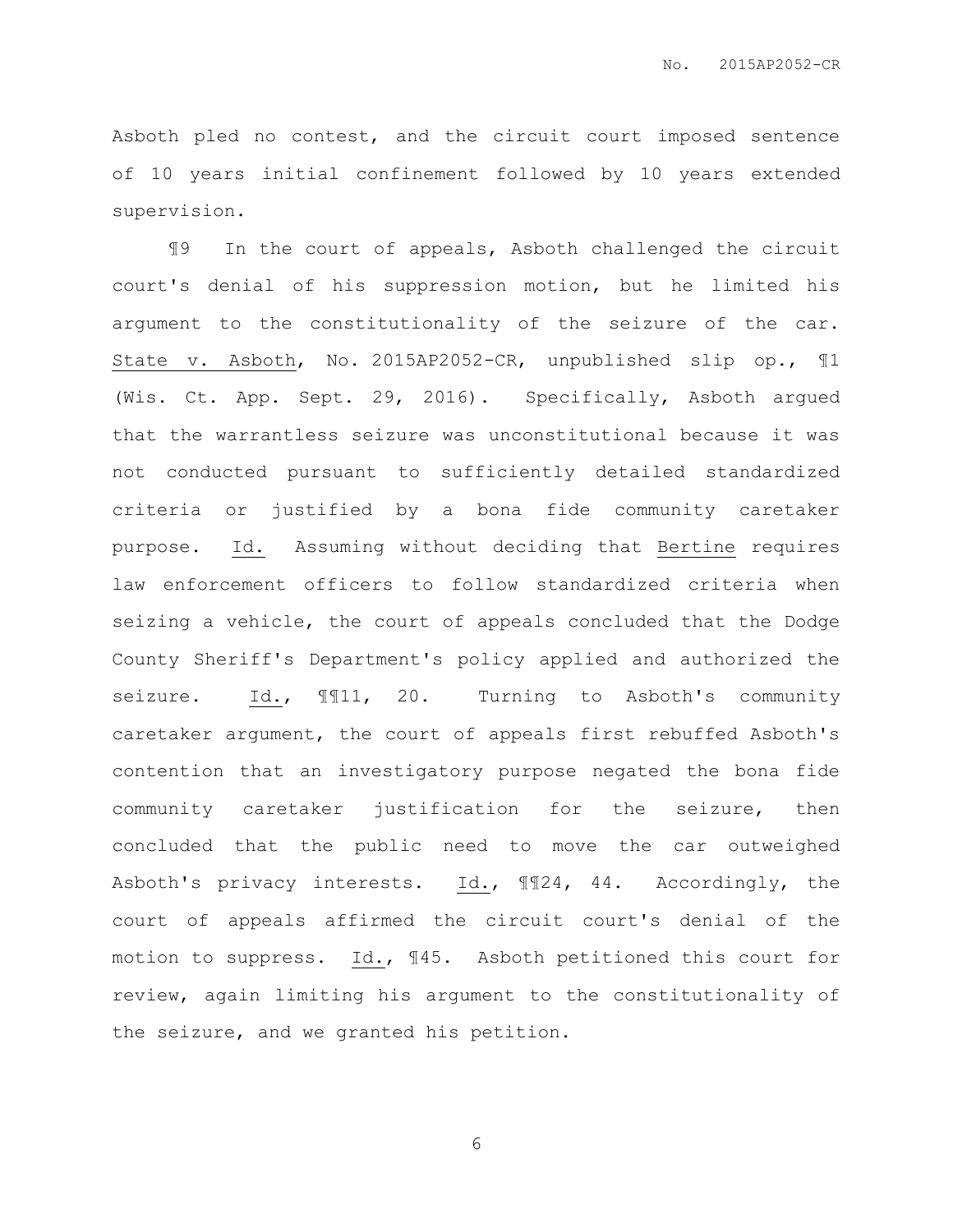Asboth pled no contest, and the circuit court imposed sentence of 10 years initial confinement followed by 10 years extended supervision.

¶9 In the court of appeals, Asboth challenged the circuit court's denial of his suppression motion, but he limited his argument to the constitutionality of the seizure of the car. State v. Asboth, No. 2015AP2052-CR, unpublished slip op., ¶1 (Wis. Ct. App. Sept. 29, 2016). Specifically, Asboth argued that the warrantless seizure was unconstitutional because it was not conducted pursuant to sufficiently detailed standardized criteria or justified by a bona fide community caretaker purpose. Id. Assuming without deciding that Bertine requires law enforcement officers to follow standardized criteria when seizing a vehicle, the court of appeals concluded that the Dodge County Sheriff's Department's policy applied and authorized the seizure. Id., ¶¶11, 20. Turning to Asboth's community caretaker argument, the court of appeals first rebuffed Asboth's contention that an investigatory purpose negated the bona fide community caretaker justification for the seizure, then concluded that the public need to move the car outweighed Asboth's privacy interests. Id., ¶¶24, 44. Accordingly, the court of appeals affirmed the circuit court's denial of the motion to suppress. Id., ¶45. Asboth petitioned this court for review, again limiting his argument to the constitutionality of the seizure, and we granted his petition.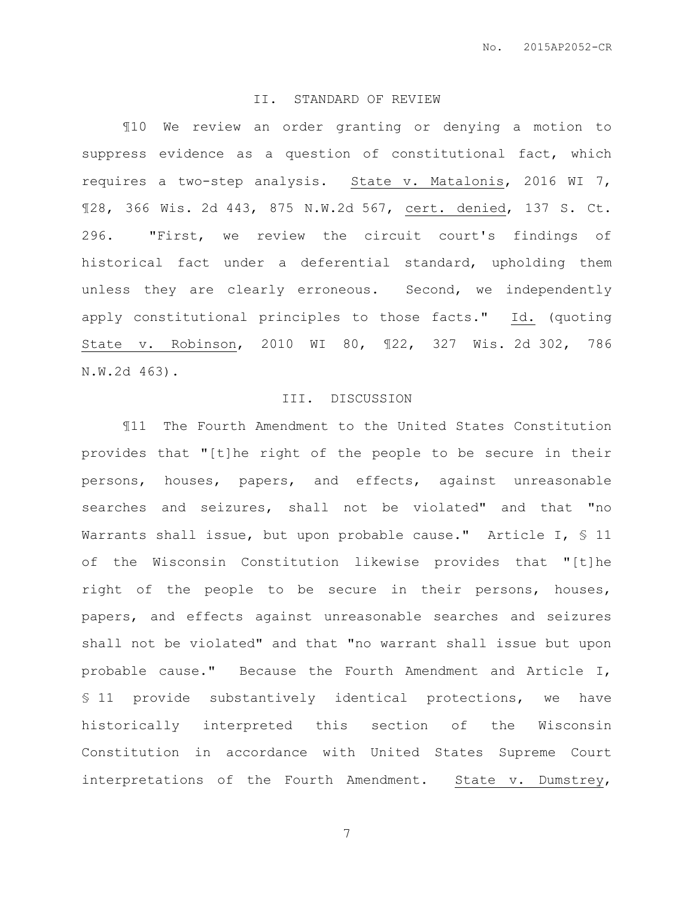## II. STANDARD OF REVIEW

¶10 We review an order granting or denying a motion to suppress evidence as a question of constitutional fact, which requires a two-step analysis. State v. Matalonis, 2016 WI 7, ¶28, 366 Wis. 2d 443, 875 N.W.2d 567, cert. denied, 137 S. Ct. 296. "First, we review the circuit court's findings of historical fact under a deferential standard, upholding them unless they are clearly erroneous. Second, we independently apply constitutional principles to those facts." Id. (quoting State v. Robinson, 2010 WI 80, ¶22, 327 Wis. 2d 302, 786 N.W.2d 463).

## III. DISCUSSION

¶11 The Fourth Amendment to the United States Constitution provides that "[t]he right of the people to be secure in their persons, houses, papers, and effects, against unreasonable searches and seizures, shall not be violated" and that "no Warrants shall issue, but upon probable cause." Article I, § 11 of the Wisconsin Constitution likewise provides that "[t]he right of the people to be secure in their persons, houses, papers, and effects against unreasonable searches and seizures shall not be violated" and that "no warrant shall issue but upon probable cause." Because the Fourth Amendment and Article I, § 11 provide substantively identical protections, we have historically interpreted this section of the Wisconsin Constitution in accordance with United States Supreme Court interpretations of the Fourth Amendment. State v. Dumstrey,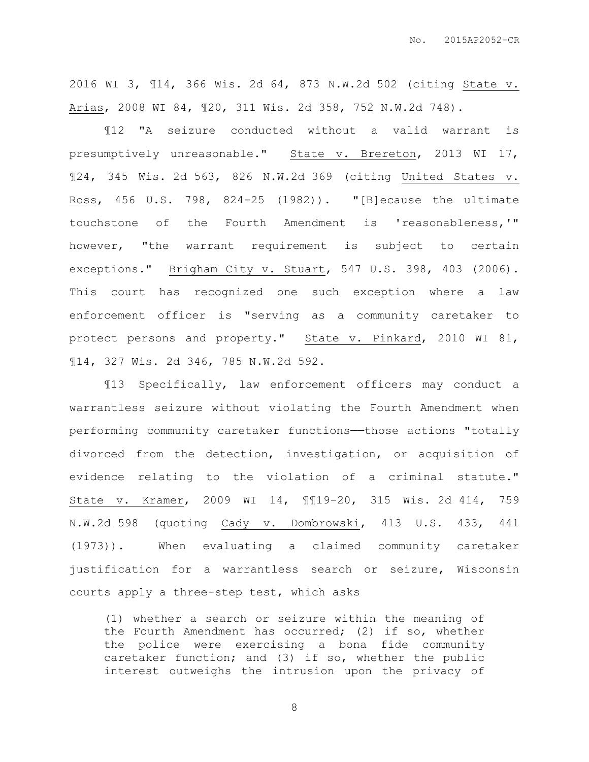2016 WI 3, ¶14, 366 Wis. 2d 64, 873 N.W.2d 502 (citing State v. Arias, 2008 WI 84, ¶20, 311 Wis. 2d 358, 752 N.W.2d 748).

¶12 "A seizure conducted without a valid warrant is presumptively unreasonable." State v. Brereton, 2013 WI 17, ¶24, 345 Wis. 2d 563, 826 N.W.2d 369 (citing United States v. Ross, 456 U.S. 798, 824-25 (1982)). "[B]ecause the ultimate touchstone of the Fourth Amendment is 'reasonableness,'" however, "the warrant requirement is subject to certain exceptions." Brigham City v. Stuart, 547 U.S. 398, 403 (2006). This court has recognized one such exception where a law enforcement officer is "serving as a community caretaker to protect persons and property." State v. Pinkard, 2010 WI 81, ¶14, 327 Wis. 2d 346, 785 N.W.2d 592.

¶13 Specifically, law enforcement officers may conduct a warrantless seizure without violating the Fourth Amendment when performing community caretaker functions——those actions "totally divorced from the detection, investigation, or acquisition of evidence relating to the violation of a criminal statute." State v. Kramer, 2009 WI 14, ¶¶19-20, 315 Wis. 2d 414, 759 N.W.2d 598 (quoting Cady v. Dombrowski, 413 U.S. 433, 441 (1973)). When evaluating a claimed community caretaker justification for a warrantless search or seizure, Wisconsin courts apply a three-step test, which asks

> (1) whether a search or seizure within the meaning of the Fourth Amendment has occurred; (2) if so, whether the police were exercising a bona fide community caretaker function; and (3) if so, whether the public interest outweighs the intrusion upon the privacy of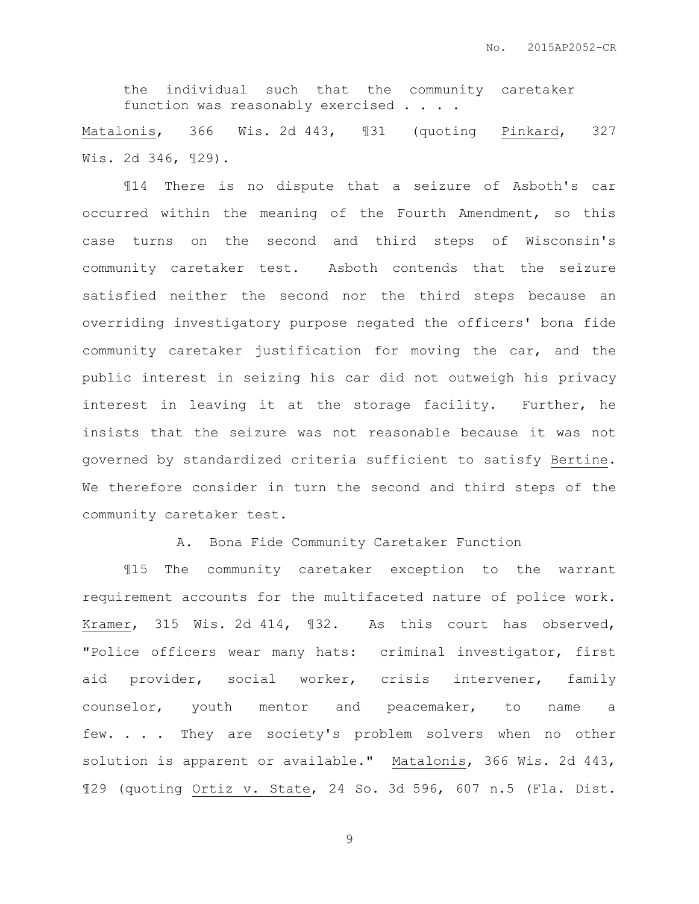the individual such that the community caretaker function was reasonably exercised . . . .

Matalonis, 366 Wis. 2d 443, ¶31 (quoting Pinkard, 327 Wis. 2d 346, ¶29).

¶14 There is no dispute that a seizure of Asboth's car occurred within the meaning of the Fourth Amendment, so this case turns on the second and third steps of Wisconsin's community caretaker test. Asboth contends that the seizure satisfied neither the second nor the third steps because an overriding investigatory purpose negated the officers' bona fide community caretaker justification for moving the car, and the public interest in seizing his car did not outweigh his privacy interest in leaving it at the storage facility. Further, he insists that the seizure was not reasonable because it was not governed by standardized criteria sufficient to satisfy Bertine. We therefore consider in turn the second and third steps of the community caretaker test.

### A. Bona Fide Community Caretaker Function

¶15 The community caretaker exception to the warrant requirement accounts for the multifaceted nature of police work. Kramer, 315 Wis. 2d 414, ¶32. As this court has observed, "Police officers wear many hats: criminal investigator, first aid provider, social worker, crisis intervener, family counselor, youth mentor and peacemaker, to name a few. . . . They are society's problem solvers when no other solution is apparent or available." Matalonis, 366 Wis. 2d 443, ¶29 (quoting Ortiz v. State, 24 So. 3d 596, 607 n.5 (Fla. Dist.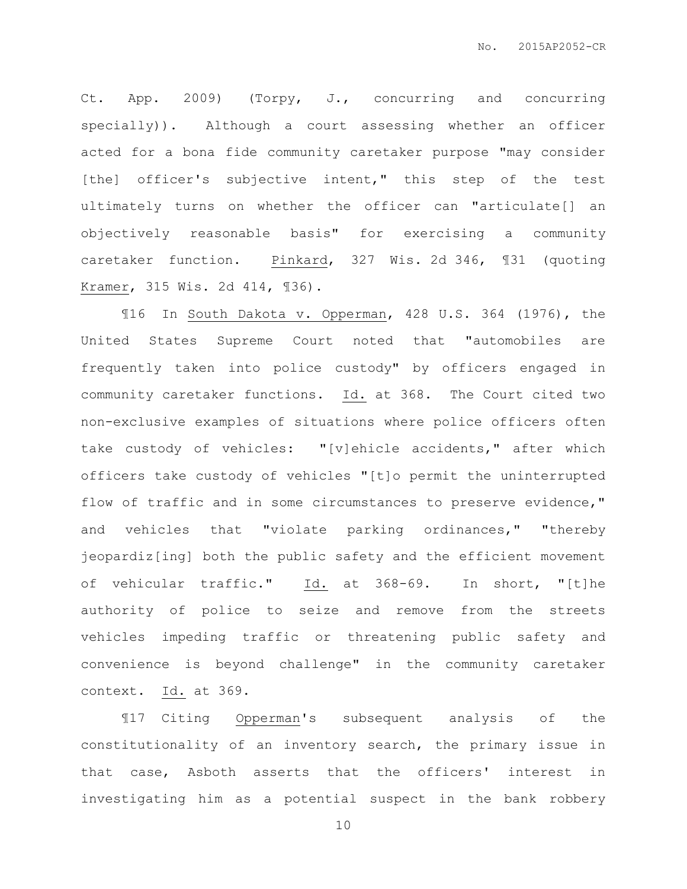Ct. App. 2009) (Torpy, J., concurring and concurring specially)). Although a court assessing whether an officer acted for a bona fide community caretaker purpose "may consider [the] officer's subjective intent," this step of the test ultimately turns on whether the officer can "articulate[] an objectively reasonable basis" for exercising a community caretaker function. Pinkard, 327 Wis. 2d 346, ¶31 (quoting Kramer, 315 Wis. 2d 414, ¶36).

¶16 In South Dakota v. Opperman, 428 U.S. 364 (1976), the United States Supreme Court noted that "automobiles are frequently taken into police custody" by officers engaged in community caretaker functions. Id. at 368. The Court cited two non-exclusive examples of situations where police officers often take custody of vehicles: "[v]ehicle accidents," after which officers take custody of vehicles "[t]o permit the uninterrupted flow of traffic and in some circumstances to preserve evidence," and vehicles that "violate parking ordinances," "thereby jeopardiz[ing] both the public safety and the efficient movement of vehicular traffic." Id. at 368-69. In short, "[t]he authority of police to seize and remove from the streets vehicles impeding traffic or threatening public safety and convenience is beyond challenge" in the community caretaker context. Id. at 369.

¶17 Citing Opperman's subsequent analysis of the constitutionality of an inventory search, the primary issue in that case, Asboth asserts that the officers' interest in investigating him as a potential suspect in the bank robbery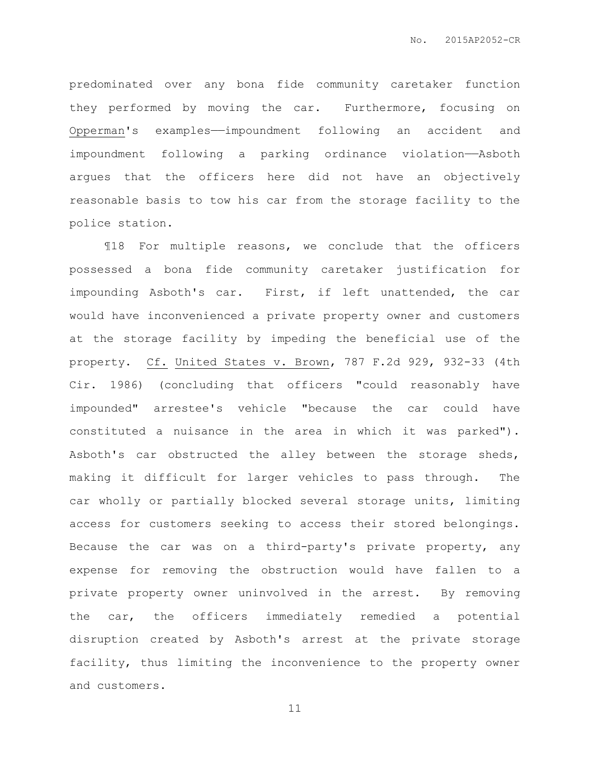predominated over any bona fide community caretaker function they performed by moving the car. Furthermore, focusing on Opperman's examples——impoundment following an accident and impoundment following a parking ordinance violation——Asboth argues that the officers here did not have an objectively reasonable basis to tow his car from the storage facility to the police station.

¶18 For multiple reasons, we conclude that the officers possessed a bona fide community caretaker justification for impounding Asboth's car. First, if left unattended, the car would have inconvenienced a private property owner and customers at the storage facility by impeding the beneficial use of the property. Cf. United States v. Brown, 787 F.2d 929, 932-33 (4th Cir. 1986) (concluding that officers "could reasonably have impounded" arrestee's vehicle "because the car could have constituted a nuisance in the area in which it was parked"). Asboth's car obstructed the alley between the storage sheds, making it difficult for larger vehicles to pass through. The car wholly or partially blocked several storage units, limiting access for customers seeking to access their stored belongings. Because the car was on a third-party's private property, any expense for removing the obstruction would have fallen to a private property owner uninvolved in the arrest. By removing the car, the officers immediately remedied a potential disruption created by Asboth's arrest at the private storage facility, thus limiting the inconvenience to the property owner and customers.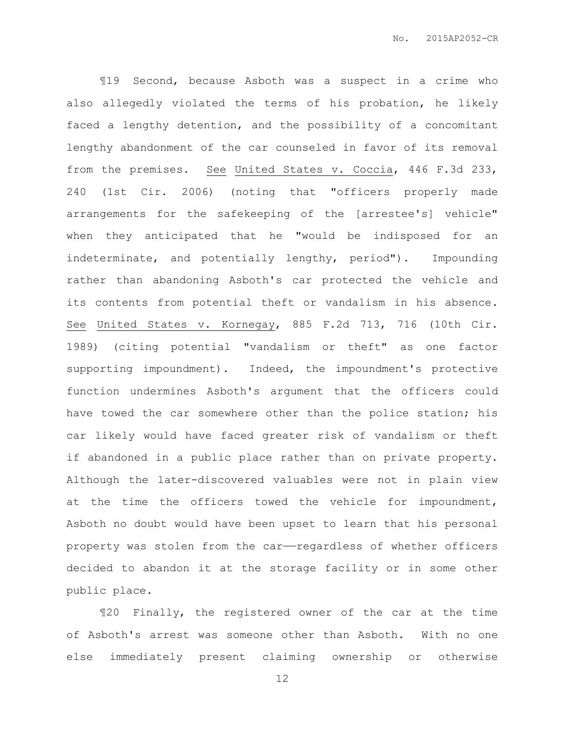¶19 Second, because Asboth was a suspect in a crime who also allegedly violated the terms of his probation, he likely faced a lengthy detention, and the possibility of a concomitant lengthy abandonment of the car counseled in favor of its removal from the premises. See United States v. Coccia, 446 F.3d 233, 240 (1st Cir. 2006) (noting that "officers properly made arrangements for the safekeeping of the [arrestee's] vehicle" when they anticipated that he "would be indisposed for an indeterminate, and potentially lengthy, period"). Impounding rather than abandoning Asboth's car protected the vehicle and its contents from potential theft or vandalism in his absence. See United States v. Kornegay, 885 F.2d 713, 716 (10th Cir. 1989) (citing potential "vandalism or theft" as one factor supporting impoundment). Indeed, the impoundment's protective function undermines Asboth's argument that the officers could have towed the car somewhere other than the police station; his car likely would have faced greater risk of vandalism or theft if abandoned in a public place rather than on private property. Although the later-discovered valuables were not in plain view at the time the officers towed the vehicle for impoundment, Asboth no doubt would have been upset to learn that his personal property was stolen from the car——regardless of whether officers decided to abandon it at the storage facility or in some other public place.

¶20 Finally, the registered owner of the car at the time of Asboth's arrest was someone other than Asboth. With no one else immediately present claiming ownership or otherwise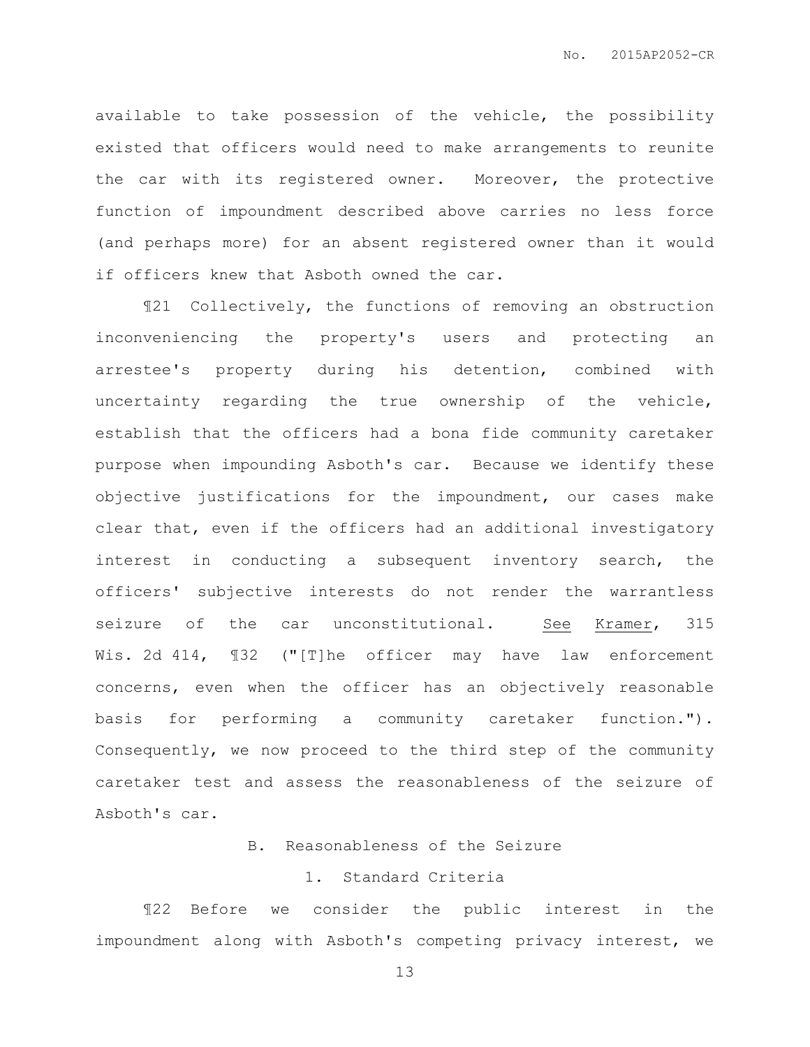available to take possession of the vehicle, the possibility existed that officers would need to make arrangements to reunite the car with its registered owner. Moreover, the protective function of impoundment described above carries no less force (and perhaps more) for an absent registered owner than it would if officers knew that Asboth owned the car.

¶21 Collectively, the functions of removing an obstruction inconveniencing the property's users and protecting an arrestee's property during his detention, combined with uncertainty regarding the true ownership of the vehicle, establish that the officers had a bona fide community caretaker purpose when impounding Asboth's car. Because we identify these objective justifications for the impoundment, our cases make clear that, even if the officers had an additional investigatory interest in conducting a subsequent inventory search, the officers' subjective interests do not render the warrantless seizure of the car unconstitutional. See Kramer, 315 Wis. 2d 414, ¶32 ("[T]he officer may have law enforcement concerns, even when the officer has an objectively reasonable basis for performing a community caretaker function."). Consequently, we now proceed to the third step of the community caretaker test and assess the reasonableness of the seizure of Asboth's car.

### B. Reasonableness of the Seizure

#### 1. Standard Criteria

¶22 Before we consider the public interest in the impoundment along with Asboth's competing privacy interest, we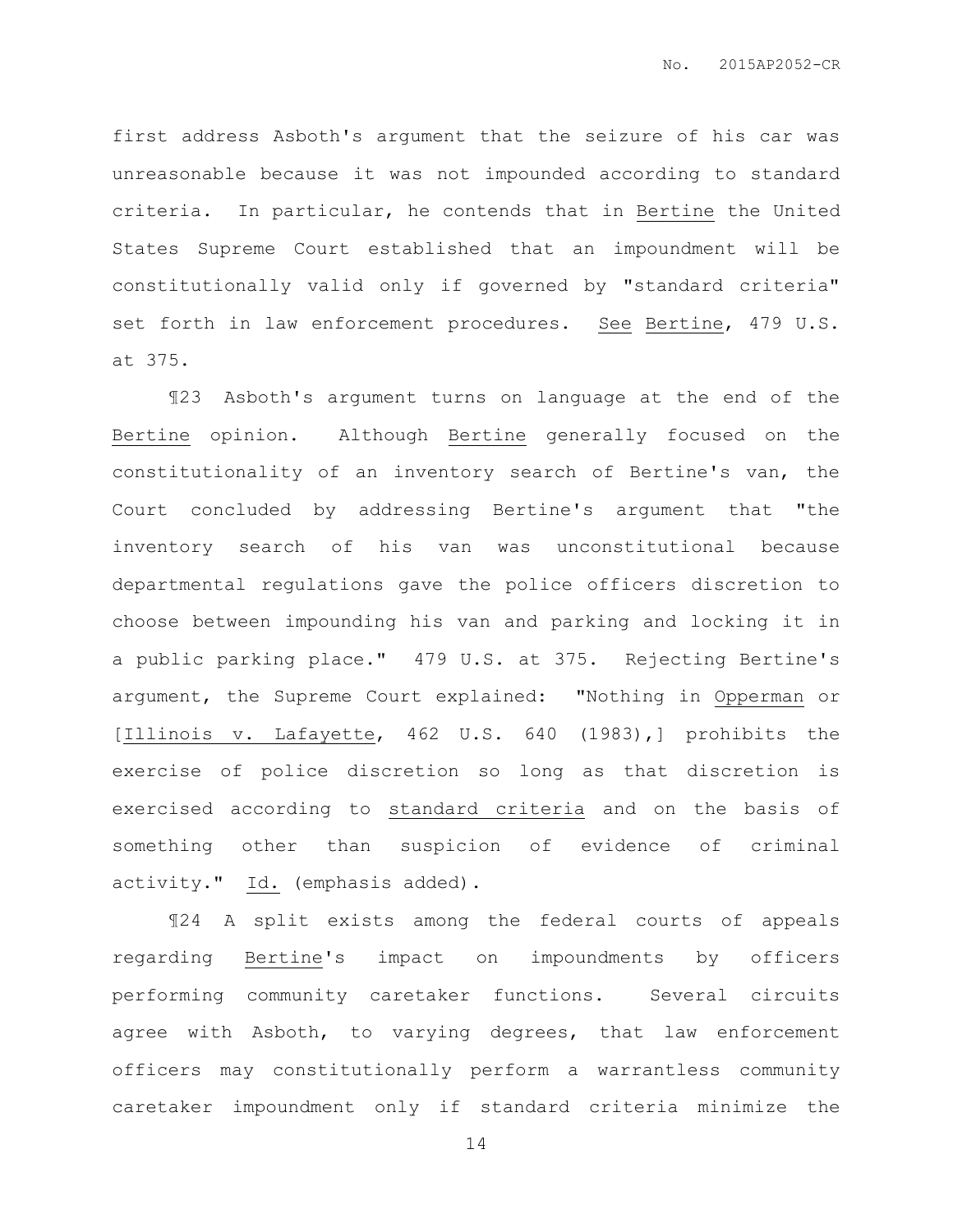first address Asboth's argument that the seizure of his car was unreasonable because it was not impounded according to standard criteria. In particular, he contends that in Bertine the United States Supreme Court established that an impoundment will be constitutionally valid only if governed by "standard criteria" set forth in law enforcement procedures. *See* Bertine, 479 U.S. at 375.

¶23 Asboth's argument turns on language at the end of the Bertine opinion. Although Bertine generally focused on the constitutionality of an inventory search of Bertine's van, the Court concluded by addressing Bertine's argument that "the inventory search of his van was unconstitutional because departmental regulations gave the police officers discretion to choose between impounding his van and parking and locking it in a public parking place." 479 U.S. at 375. Rejecting Bertine's argument, the Supreme Court explained: "Nothing in Opperman or [Illinois v. Lafayette, 462 U.S. 640 (1983),] prohibits the exercise of police discretion so long as that discretion is exercised according to standard criteria and on the basis of something other than suspicion of evidence of criminal activity." *Id.* (emphasis added).

¶24 A split exists among the federal courts of appeals regarding Bertine's impact on impoundments by officers performing community caretaker functions. Several circuits agree with Asboth, to varying degrees, that law enforcement officers may constitutionally perform a warrantless community caretaker impoundment only if standard criteria minimize the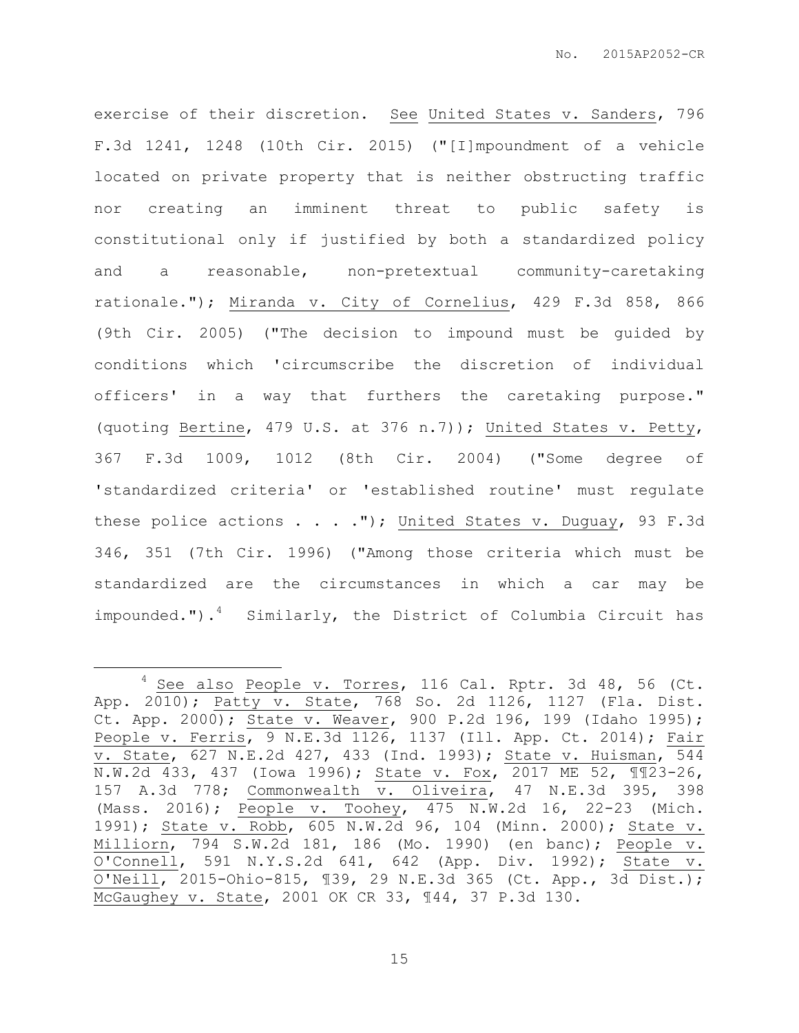exercise of their discretion. See United States v. Sanders, 796 F.3d 1241, 1248 (10th Cir. 2015) ("[I]mpoundment of a vehicle located on private property that is neither obstructing traffic nor creating an imminent threat to public safety is constitutional only if justified by both a standardized policy and a reasonable, non-pretextual community-caretaking rationale."); Miranda v. City of Cornelius, 429 F.3d 858, 866 (9th Cir. 2005) ("The decision to impound must be guided by conditions which 'circumscribe the discretion of individual officers' in a way that furthers the caretaking purpose." (quoting Bertine, 479 U.S. at 376 n.7)); United States v. Petty, 367 F.3d 1009, 1012 (8th Cir. 2004) ("Some degree of 'standardized criteria' or 'established routine' must regulate these police actions . . . ."); United States v. Duguay, 93 F.3d 346, 351 (7th Cir. 1996) ("Among those criteria which must be standardized are the circumstances in which a car may be impounded.").[4] Similarly, the District of Columbia Circuit has

---

[4] See also People v. Torres, 116 Cal. Rptr. 3d 48, 56 (Ct. App. 2010); Patty v. State, 768 So. 2d 1126, 1127 (Fla. Dist. Ct. App. 2000); State v. Weaver, 900 P.2d 196, 199 (Idaho 1995); People v. Ferris, 9 N.E.3d 1126, 1137 (Ill. App. Ct. 2014); Fair v. State, 627 N.E.2d 427, 433 (Ind. 1993); State v. Huisman, 544 N.W.2d 433, 437 (Iowa 1996); State v. Fox, 2017 ME 52, ¶¶23-26, 157 A.3d 778; Commonwealth v. Oliveira, 47 N.E.3d 395, 398 (Mass. 2016); People v. Toohey, 475 N.W.2d 16, 22-23 (Mich. 1991); State v. Robb, 605 N.W.2d 96, 104 (Minn. 2000); State v. Milliorn, 794 S.W.2d 181, 186 (Mo. 1990) (en banc); People v. O'Connell, 591 N.Y.S.2d 641, 642 (App. Div. 1992); State v. O'Neill, 2015-Ohio-815, ¶39, 29 N.E.3d 365 (Ct. App., 3d Dist.); McGaughey v. State, 2001 OK CR 33, ¶44, 37 P.3d 130.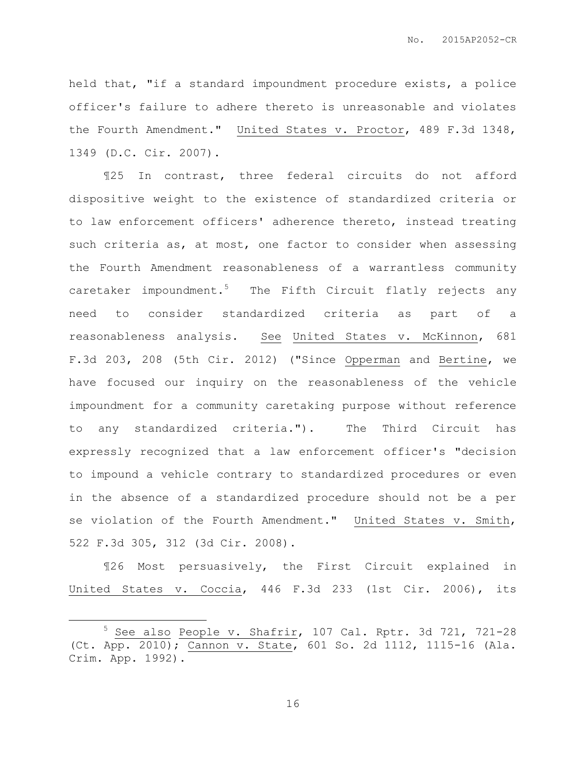held that, "if a standard impoundment procedure exists, a police officer's failure to adhere thereto is unreasonable and violates the Fourth Amendment." United States v. Proctor, 489 F.3d 1348, 1349 (D.C. Cir. 2007).

¶25 In contrast, three federal circuits do not afford dispositive weight to the existence of standardized criteria or to law enforcement officers' adherence thereto, instead treating such criteria as, at most, one factor to consider when assessing the Fourth Amendment reasonableness of a warrantless community caretaker impoundment.[5] The Fifth Circuit flatly rejects any need to consider standardized criteria as part of a reasonableness analysis. See United States v. McKinnon, 681 F.3d 203, 208 (5th Cir. 2012) ("Since Opperman and Bertine, we have focused our inquiry on the reasonableness of the vehicle impoundment for a community caretaking purpose without reference to any standardized criteria."). The Third Circuit has expressly recognized that a law enforcement officer's "decision to impound a vehicle contrary to standardized procedures or even in the absence of a standardized procedure should not be a per se violation of the Fourth Amendment." United States v. Smith, 522 F.3d 305, 312 (3d Cir. 2008).

¶26 Most persuasively, the First Circuit explained in United States v. Coccia, 446 F.3d 233 (1st Cir. 2006), its

---

[5] See also People v. Shafrir, 107 Cal. Rptr. 3d 721, 721-28 (Ct. App. 2010); Cannon v. State, 601 So. 2d 1112, 1115-16 (Ala. Crim. App. 1992).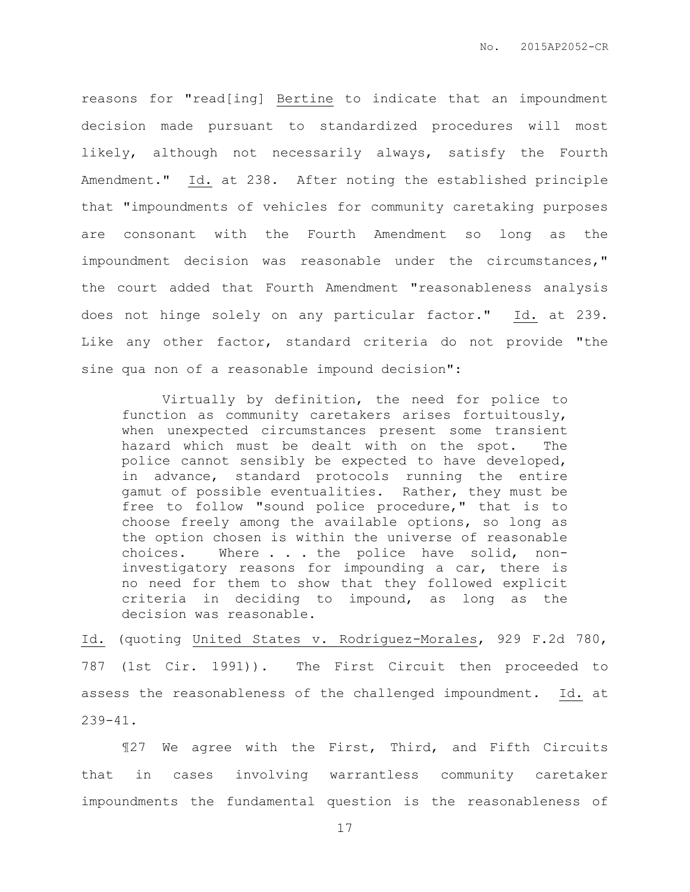reasons for "read[ing] Bertine to indicate that an impoundment decision made pursuant to standardized procedures will most likely, although not necessarily always, satisfy the Fourth Amendment." Id. at 238. After noting the established principle that "impoundments of vehicles for community caretaking purposes are consonant with the Fourth Amendment so long as the impoundment decision was reasonable under the circumstances," the court added that Fourth Amendment "reasonableness analysis does not hinge solely on any particular factor." Id. at 239. Like any other factor, standard criteria do not provide "the sine qua non of a reasonable impound decision":

> Virtually by definition, the need for police to function as community caretakers arises fortuitously, when unexpected circumstances present some transient hazard which must be dealt with on the spot. The police cannot sensibly be expected to have developed, in advance, standard protocols running the entire gamut of possible eventualities. Rather, they must be free to follow "sound police procedure," that is to choose freely among the available options, so long as the option chosen is within the universe of reasonable choices. Where . . . the police have solid, non-investigatory reasons for impounding a car, there is no need for them to show that they followed explicit criteria in deciding to impound, as long as the decision was reasonable.

Id. (quoting United States v. Rodriguez-Morales, 929 F.2d 780, 787 (1st Cir. 1991)). The First Circuit then proceeded to assess the reasonableness of the challenged impoundment. Id. at 239-41.

¶27 We agree with the First, Third, and Fifth Circuits that in cases involving warrantless community caretaker impoundments the fundamental question is the reasonableness of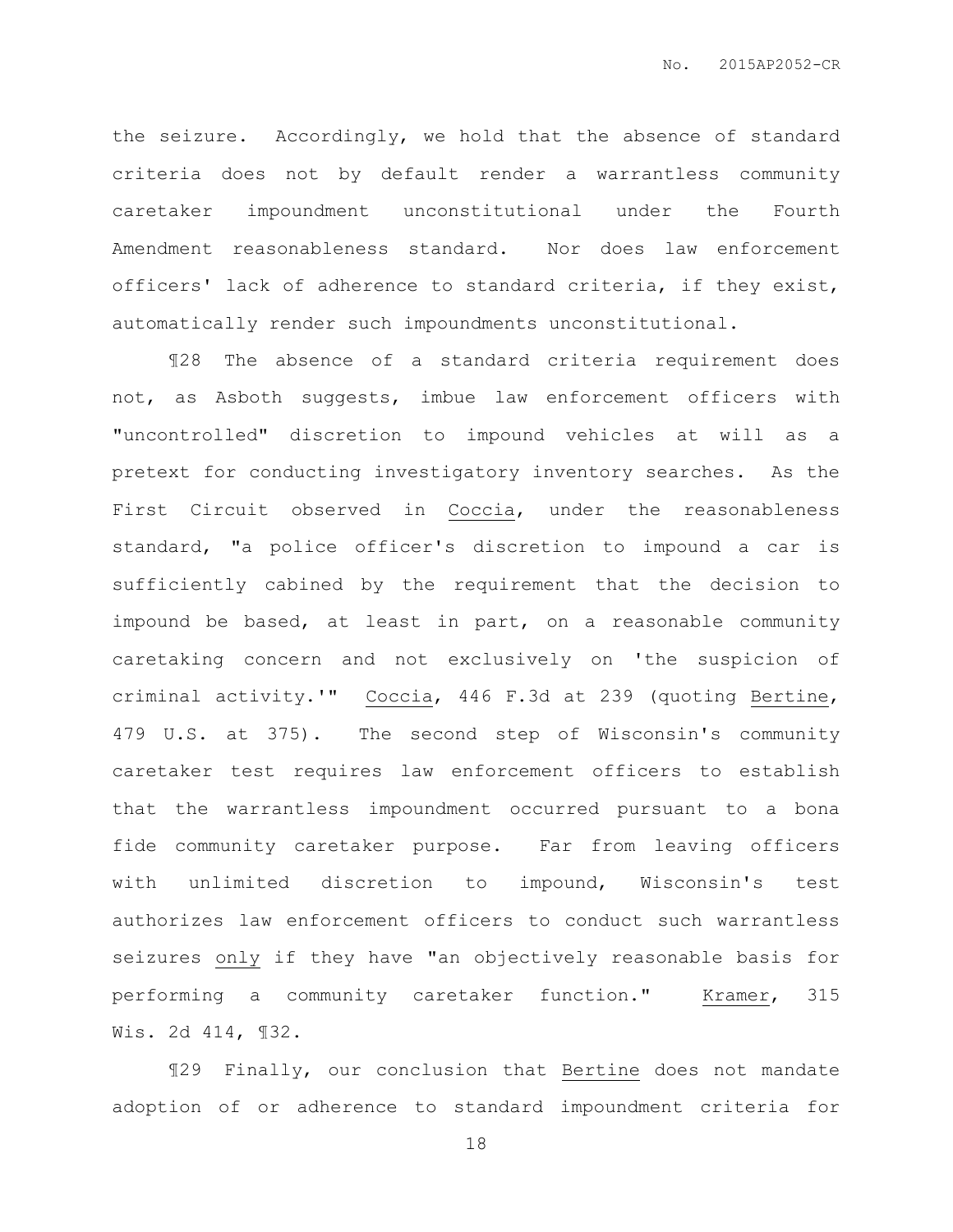the seizure. Accordingly, we hold that the absence of standard criteria does not by default render a warrantless community caretaker impoundment unconstitutional under the Fourth Amendment reasonableness standard. Nor does law enforcement officers' lack of adherence to standard criteria, if they exist, automatically render such impoundments unconstitutional.

¶28 The absence of a standard criteria requirement does not, as Asboth suggests, imbue law enforcement officers with "uncontrolled" discretion to impound vehicles at will as a pretext for conducting investigatory inventory searches. As the First Circuit observed in Coccia, under the reasonableness standard, "a police officer's discretion to impound a car is sufficiently cabined by the requirement that the decision to impound be based, at least in part, on a reasonable community caretaking concern and not exclusively on 'the suspicion of criminal activity.'" Coccia, 446 F.3d at 239 (quoting Bertine, 479 U.S. at 375). The second step of Wisconsin's community caretaker test requires law enforcement officers to establish that the warrantless impoundment occurred pursuant to a bona fide community caretaker purpose. Far from leaving officers with unlimited discretion to impound, Wisconsin's test authorizes law enforcement officers to conduct such warrantless seizures only if they have "an objectively reasonable basis for performing a community caretaker function." Kramer, 315 Wis. 2d 414, ¶32.

¶29 Finally, our conclusion that Bertine does not mandate adoption of or adherence to standard impoundment criteria for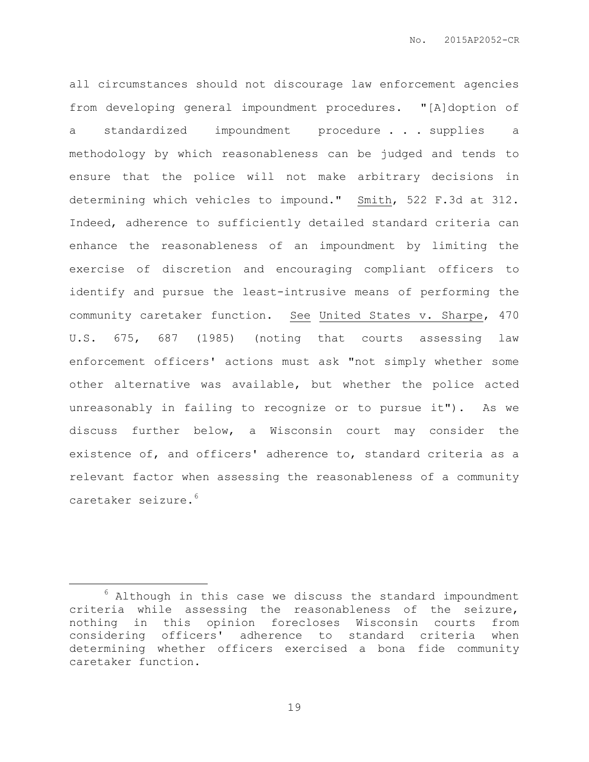all circumstances should not discourage law enforcement agencies from developing general impoundment procedures. "[A]doption of a standardized impoundment procedure . . . supplies a methodology by which reasonableness can be judged and tends to ensure that the police will not make arbitrary decisions in determining which vehicles to impound." Smith, 522 F.3d at 312. Indeed, adherence to sufficiently detailed standard criteria can enhance the reasonableness of an impoundment by limiting the exercise of discretion and encouraging compliant officers to identify and pursue the least-intrusive means of performing the community caretaker function. See United States v. Sharpe, 470 U.S. 675, 687 (1985) (noting that courts assessing law enforcement officers' actions must ask "not simply whether some other alternative was available, but whether the police acted unreasonably in failing to recognize or to pursue it"). As we discuss further below, a Wisconsin court may consider the existence of, and officers' adherence to, standard criteria as a relevant factor when assessing the reasonableness of a community caretaker seizure.[6]

---

[6] Although in this case we discuss the standard impoundment criteria while assessing the reasonableness of the seizure, nothing in this opinion forecloses Wisconsin courts from considering officers' adherence to standard criteria when determining whether officers exercised a bona fide community caretaker function.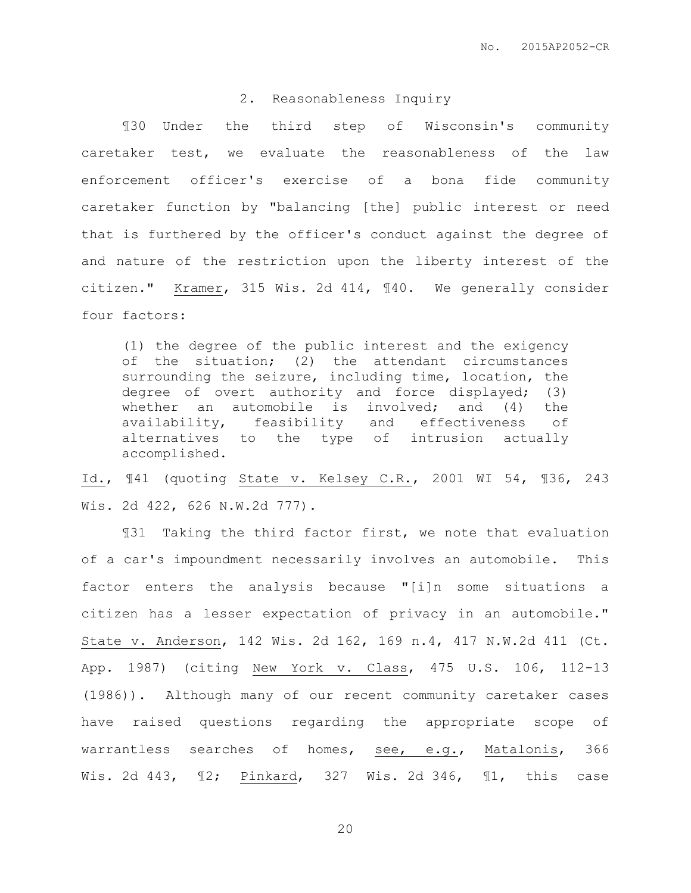### 2. Reasonableness Inquiry

¶30 Under the third step of Wisconsin's community caretaker test, we evaluate the reasonableness of the law enforcement officer's exercise of a bona fide community caretaker function by "balancing [the] public interest or need that is furthered by the officer's conduct against the degree of and nature of the restriction upon the liberty interest of the citizen." Kramer, 315 Wis. 2d 414, ¶40. We generally consider four factors:

> (1) the degree of the public interest and the exigency of the situation; (2) the attendant circumstances surrounding the seizure, including time, location, the degree of overt authority and force displayed; (3) whether an automobile is involved; and (4) the availability, feasibility and effectiveness of alternatives to the type of intrusion actually accomplished.

Id., ¶41 (quoting State v. Kelsey C.R., 2001 WI 54, ¶36, 243 Wis. 2d 422, 626 N.W.2d 777).

¶31 Taking the third factor first, we note that evaluation of a car's impoundment necessarily involves an automobile. This factor enters the analysis because "[i]n some situations a citizen has a lesser expectation of privacy in an automobile." State v. Anderson, 142 Wis. 2d 162, 169 n.4, 417 N.W.2d 411 (Ct. App. 1987) (citing New York v. Class, 475 U.S. 106, 112-13 (1986)). Although many of our recent community caretaker cases have raised questions regarding the appropriate scope of warrantless searches of homes, see, e.g., Matalonis, 366 Wis. 2d 443, ¶2; Pinkard, 327 Wis. 2d 346, ¶1, this case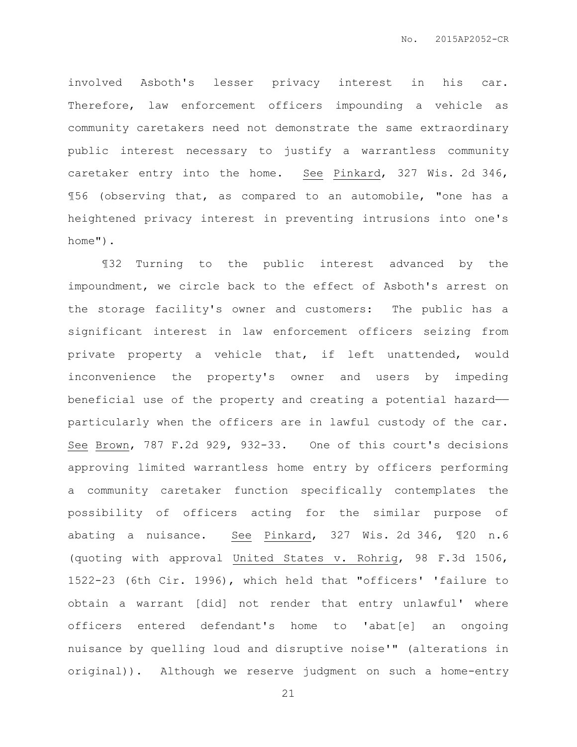involved Asboth's lesser privacy interest in his car. Therefore, law enforcement officers impounding a vehicle as community caretakers need not demonstrate the same extraordinary public interest necessary to justify a warrantless community caretaker entry into the home. See Pinkard, 327 Wis. 2d 346, ¶56 (observing that, as compared to an automobile, "one has a heightened privacy interest in preventing intrusions into one's home").

¶32 Turning to the public interest advanced by the impoundment, we circle back to the effect of Asboth's arrest on the storage facility's owner and customers: The public has a significant interest in law enforcement officers seizing from private property a vehicle that, if left unattended, would inconvenience the property's owner and users by impeding beneficial use of the property and creating a potential hazard—particularly when the officers are in lawful custody of the car. See Brown, 787 F.2d 929, 932-33. One of this court's decisions approving limited warrantless home entry by officers performing a community caretaker function specifically contemplates the possibility of officers acting for the similar purpose of abating a nuisance. See Pinkard, 327 Wis. 2d 346, ¶20 n.6 (quoting with approval United States v. Rohrig, 98 F.3d 1506, 1522-23 (6th Cir. 1996), which held that "officers' 'failure to obtain a warrant [did] not render that entry unlawful' where officers entered defendant's home to 'abat[e] an ongoing nuisance by quelling loud and disruptive noise'" (alterations in original)). Although we reserve judgment on such a home-entry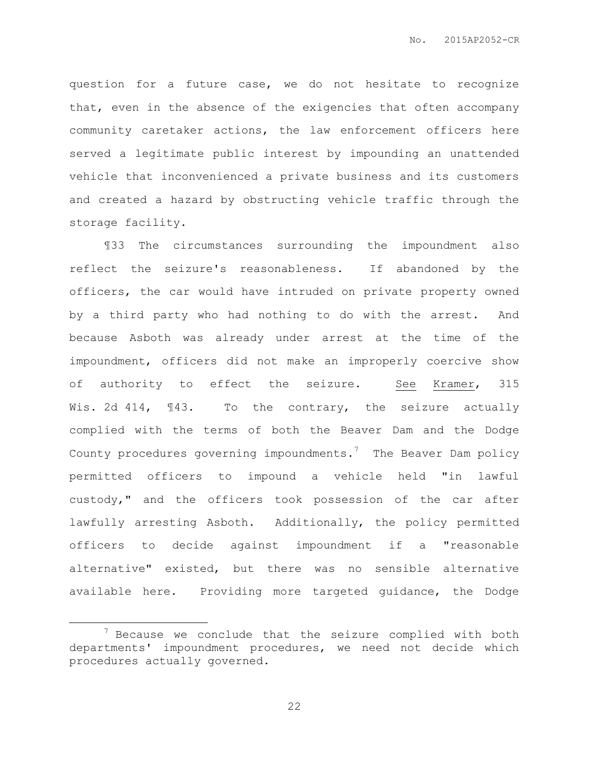question for a future case, we do not hesitate to recognize that, even in the absence of the exigencies that often accompany community caretaker actions, the law enforcement officers here served a legitimate public interest by impounding an unattended vehicle that inconvenienced a private business and its customers and created a hazard by obstructing vehicle traffic through the storage facility.

¶33 The circumstances surrounding the impoundment also reflect the seizure's reasonableness. If abandoned by the officers, the car would have intruded on private property owned by a third party who had nothing to do with the arrest. And because Asboth was already under arrest at the time of the impoundment, officers did not make an improperly coercive show of authority to effect the seizure. See Kramer, 315 Wis. 2d 414, ¶43. To the contrary, the seizure actually complied with the terms of both the Beaver Dam and the Dodge County procedures governing impoundments.[7] The Beaver Dam policy permitted officers to impound a vehicle held "in lawful custody," and the officers took possession of the car after lawfully arresting Asboth. Additionally, the policy permitted officers to decide against impoundment if a "reasonable alternative" existed, but there was no sensible alternative available here. Providing more targeted guidance, the Dodge

---

[7] Because we conclude that the seizure complied with both departments' impoundment procedures, we need not decide which procedures actually governed.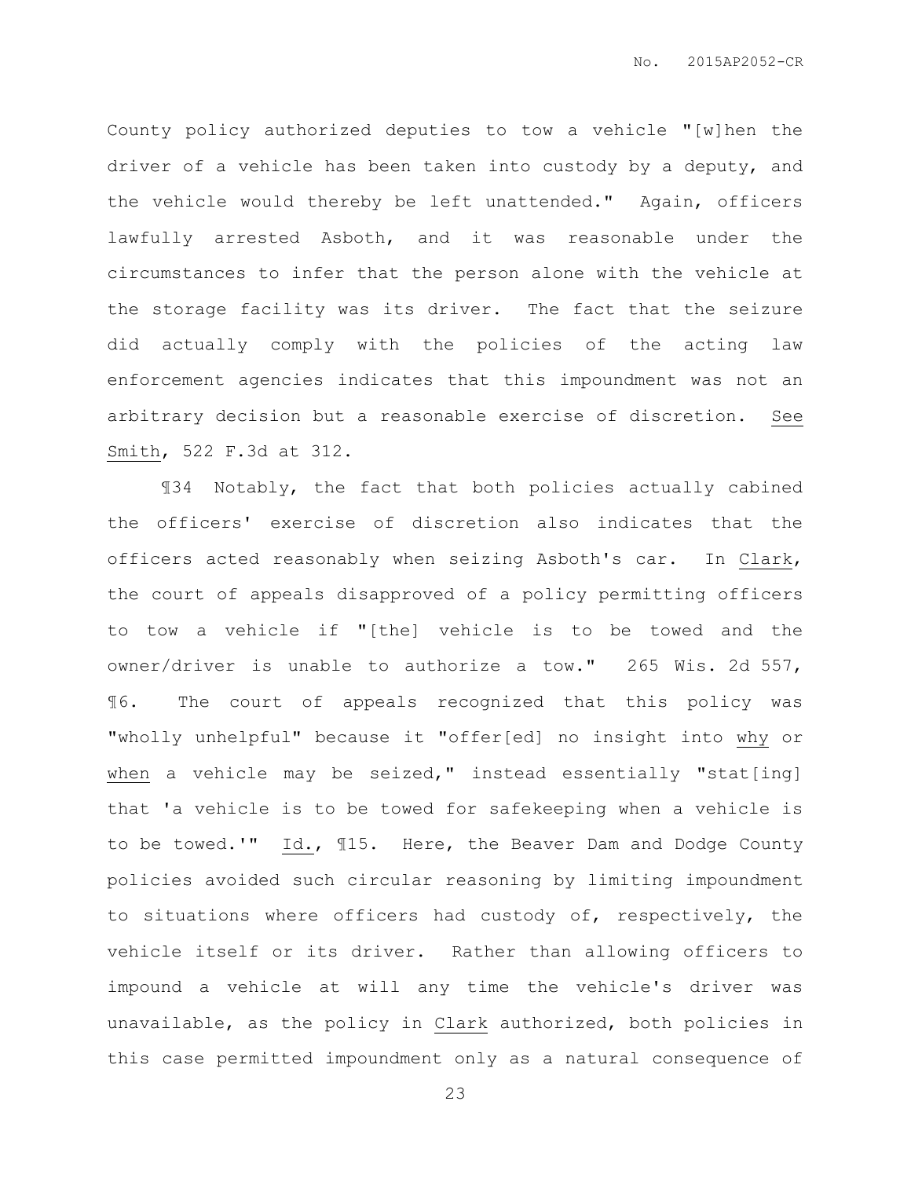County policy authorized deputies to tow a vehicle "[w]hen the driver of a vehicle has been taken into custody by a deputy, and the vehicle would thereby be left unattended." Again, officers lawfully arrested Asboth, and it was reasonable under the circumstances to infer that the person alone with the vehicle at the storage facility was its driver. The fact that the seizure did actually comply with the policies of the acting law enforcement agencies indicates that this impoundment was not an arbitrary decision but a reasonable exercise of discretion. See Smith, 522 F.3d at 312.

¶34 Notably, the fact that both policies actually cabined the officers' exercise of discretion also indicates that the officers acted reasonably when seizing Asboth's car. In Clark, the court of appeals disapproved of a policy permitting officers to tow a vehicle if "[the] vehicle is to be towed and the owner/driver is unable to authorize a tow." 265 Wis. 2d 557, ¶6. The court of appeals recognized that this policy was "wholly unhelpful" because it "offer[ed] no insight into why or when a vehicle may be seized," instead essentially "stat[ing] that 'a vehicle is to be towed for safekeeping when a vehicle is to be towed.'" Id., ¶15. Here, the Beaver Dam and Dodge County policies avoided such circular reasoning by limiting impoundment to situations where officers had custody of, respectively, the vehicle itself or its driver. Rather than allowing officers to impound a vehicle at will any time the vehicle's driver was unavailable, as the policy in Clark authorized, both policies in this case permitted impoundment only as a natural consequence of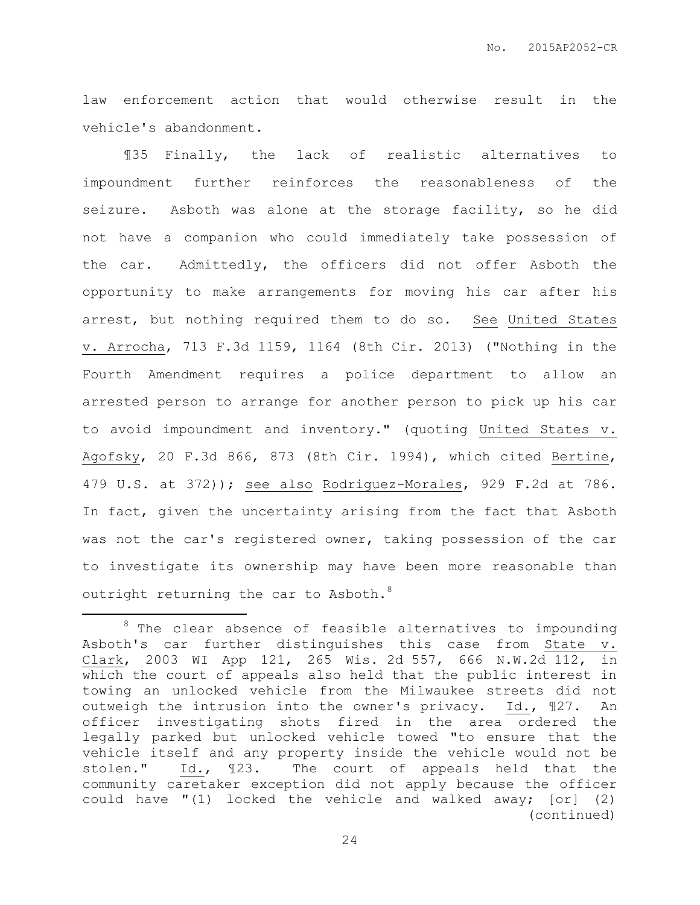law enforcement action that would otherwise result in the vehicle's abandonment.

¶35 Finally, the lack of realistic alternatives to impoundment further reinforces the reasonableness of the seizure. Asboth was alone at the storage facility, so he did not have a companion who could immediately take possession of the car. Admittedly, the officers did not offer Asboth the opportunity to make arrangements for moving his car after his arrest, but nothing required them to do so. See United States v. Arrocha, 713 F.3d 1159, 1164 (8th Cir. 2013) ("Nothing in the Fourth Amendment requires a police department to allow an arrested person to arrange for another person to pick up his car to avoid impoundment and inventory." (quoting United States v. Agofsky, 20 F.3d 866, 873 (8th Cir. 1994), which cited Bertine, 479 U.S. at 372)); see also Rodriguez-Morales, 929 F.2d at 786. In fact, given the uncertainty arising from the fact that Asboth was not the car's registered owner, taking possession of the car to investigate its ownership may have been more reasonable than outright returning the car to Asboth.[8]

---

[8] The clear absence of feasible alternatives to impounding Asboth's car further distinguishes this case from State v. Clark, 2003 WI App 121, 265 Wis. 2d 557, 666 N.W.2d 112, in which the court of appeals also held that the public interest in towing an unlocked vehicle from the Milwaukee streets did not outweigh the intrusion into the owner's privacy. Id., ¶27. An officer investigating shots fired in the area ordered the legally parked but unlocked vehicle towed "to ensure that the vehicle itself and any property inside the vehicle would not be stolen." Id., ¶23. The court of appeals held that the community caretaker exception did not apply because the officer could have "(1) locked the vehicle and walked away; [or] (2) (continued)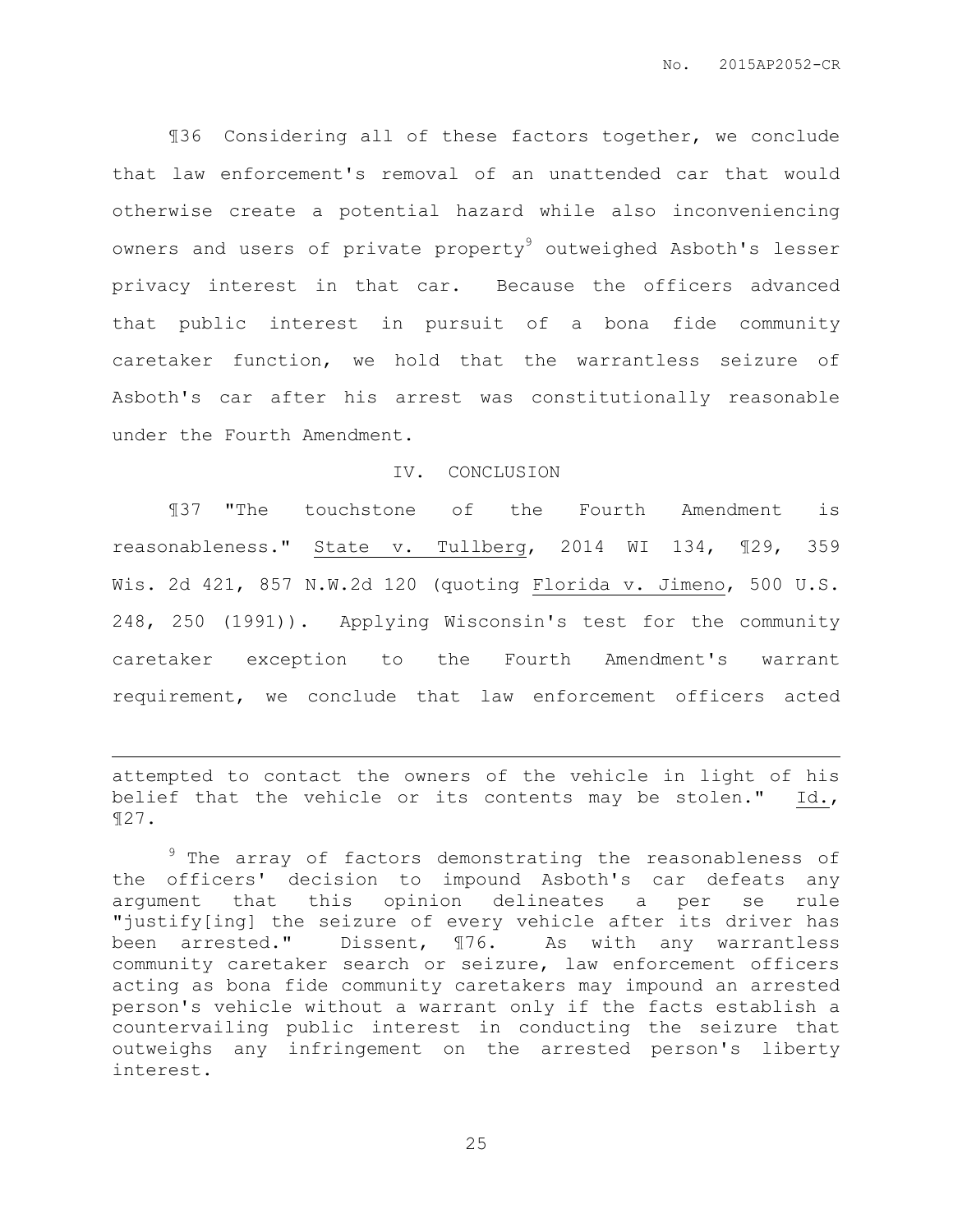¶36 Considering all of these factors together, we conclude that law enforcement's removal of an unattended car that would otherwise create a potential hazard while also inconveniencing owners and users of private property[9] outweighed Asboth's lesser privacy interest in that car. Because the officers advanced that public interest in pursuit of a bona fide community caretaker function, we hold that the warrantless seizure of Asboth's car after his arrest was constitutionally reasonable under the Fourth Amendment.

## IV. CONCLUSION

¶37 "The touchstone of the Fourth Amendment is reasonableness." State v. Tullberg, 2014 WI 134, ¶29, 359 Wis. 2d 421, 857 N.W.2d 120 (quoting Florida v. Jimeno, 500 U.S. 248, 250 (1991)). Applying Wisconsin's test for the community caretaker exception to the Fourth Amendment's warrant requirement, we conclude that law enforcement officers acted

---

attempted to contact the owners of the vehicle in light of his belief that the vehicle or its contents may be stolen." Id., ¶27.

[9] The array of factors demonstrating the reasonableness of the officers' decision to impound Asboth's car defeats any argument that this opinion delineates a per se rule "justify[ing] the seizure of every vehicle after its driver has been arrested." Dissent, ¶76. As with any warrantless community caretaker search or seizure, law enforcement officers acting as bona fide community caretakers may impound an arrested person's vehicle without a warrant only if the facts establish a countervailing public interest in conducting the seizure that outweighs any infringement on the arrested person's liberty interest.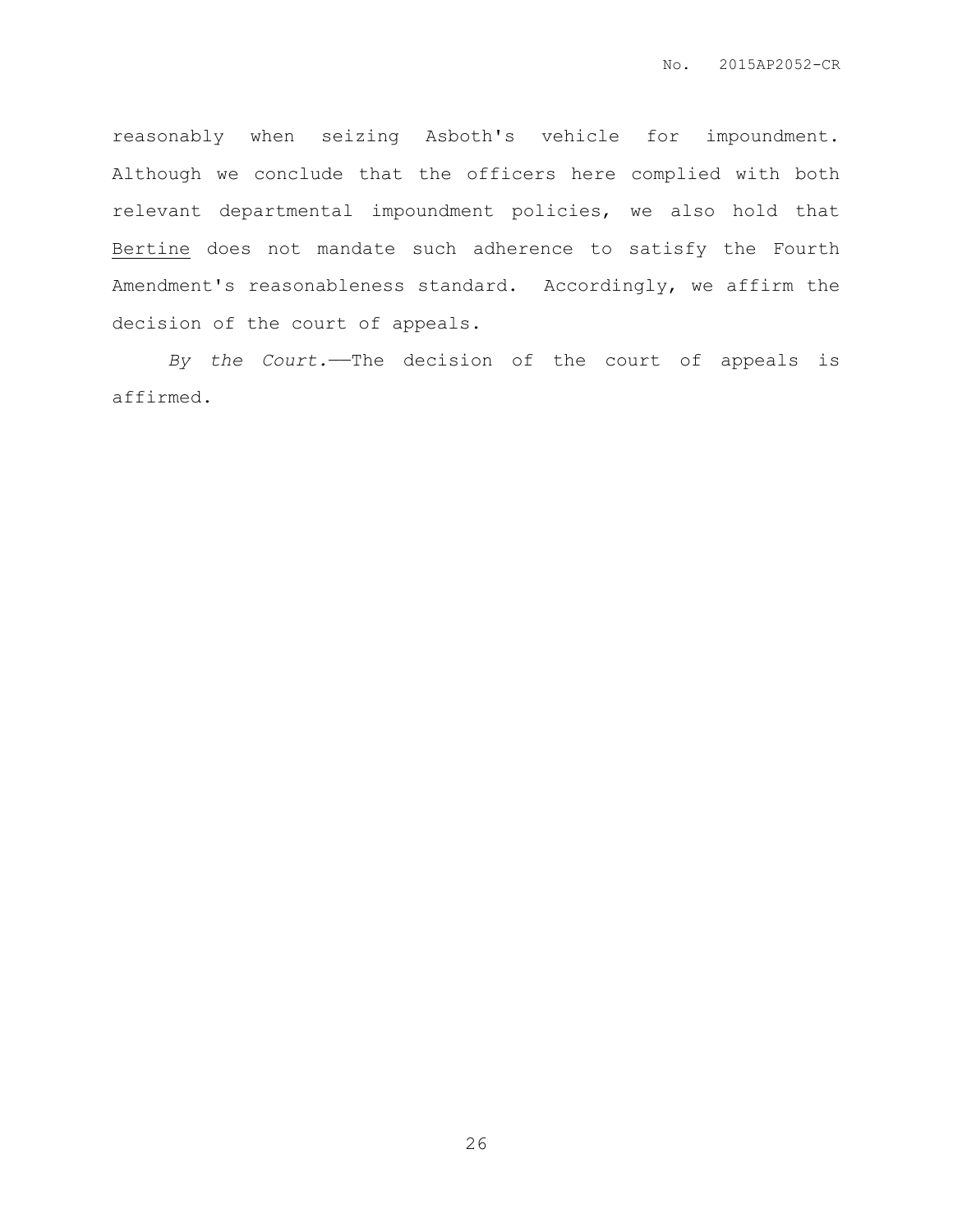reasonably when seizing Asboth's vehicle for impoundment. Although we conclude that the officers here complied with both relevant departmental impoundment policies, we also hold that Bertine does not mandate such adherence to satisfy the Fourth Amendment's reasonableness standard. Accordingly, we affirm the decision of the court of appeals.

*By the Court.*——The decision of the court of appeals is affirmed.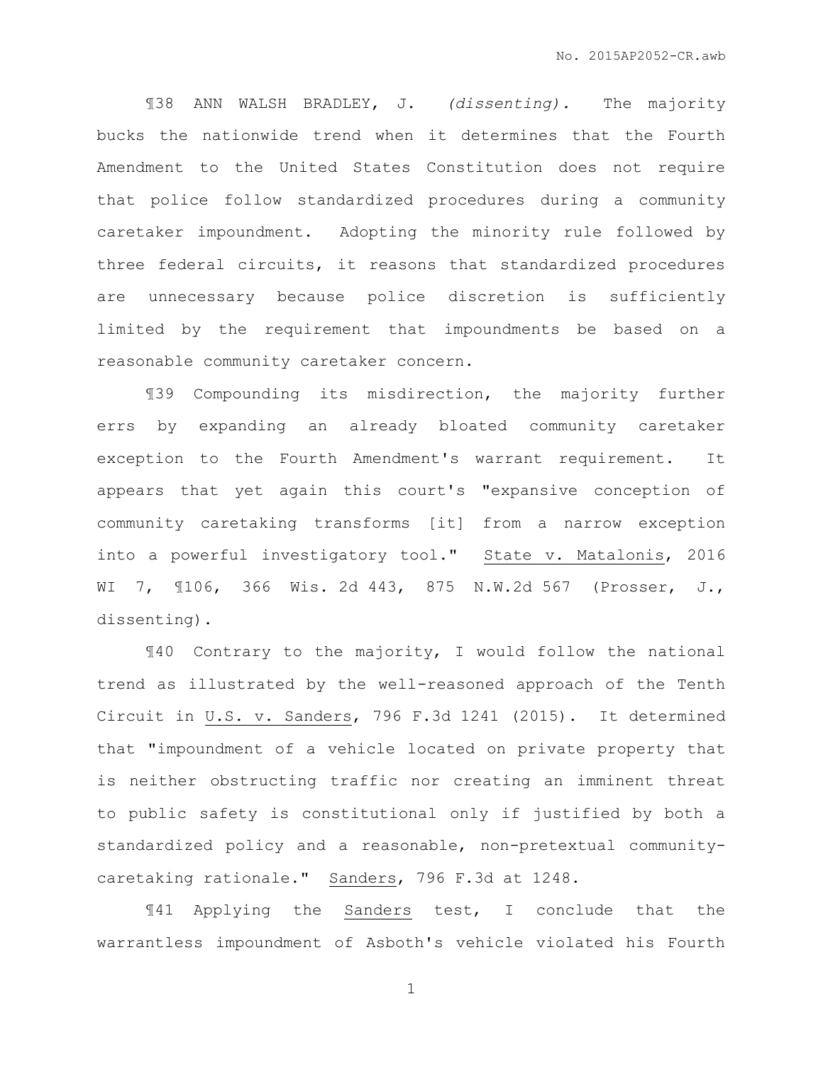¶38 ANN WALSH BRADLEY, J. *(dissenting).* The majority bucks the nationwide trend when it determines that the Fourth Amendment to the United States Constitution does not require that police follow standardized procedures during a community caretaker impoundment. Adopting the minority rule followed by three federal circuits, it reasons that standardized procedures are unnecessary because police discretion is sufficiently limited by the requirement that impoundments be based on a reasonable community caretaker concern.

¶39 Compounding its misdirection, the majority further errs by expanding an already bloated community caretaker exception to the Fourth Amendment's warrant requirement. It appears that yet again this court's "expansive conception of community caretaking transforms [it] from a narrow exception into a powerful investigatory tool." State v. Matalonis, 2016 WI 7, ¶106, 366 Wis. 2d 443, 875 N.W.2d 567 (Prosser, J., dissenting).

¶40 Contrary to the majority, I would follow the national trend as illustrated by the well-reasoned approach of the Tenth Circuit in U.S. v. Sanders, 796 F.3d 1241 (2015). It determined that "impoundment of a vehicle located on private property that is neither obstructing traffic nor creating an imminent threat to public safety is constitutional only if justified by both a standardized policy and a reasonable, non-pretextual community-caretaking rationale." Sanders, 796 F.3d at 1248.

¶41 Applying the Sanders test, I conclude that the warrantless impoundment of Asboth's vehicle violated his Fourth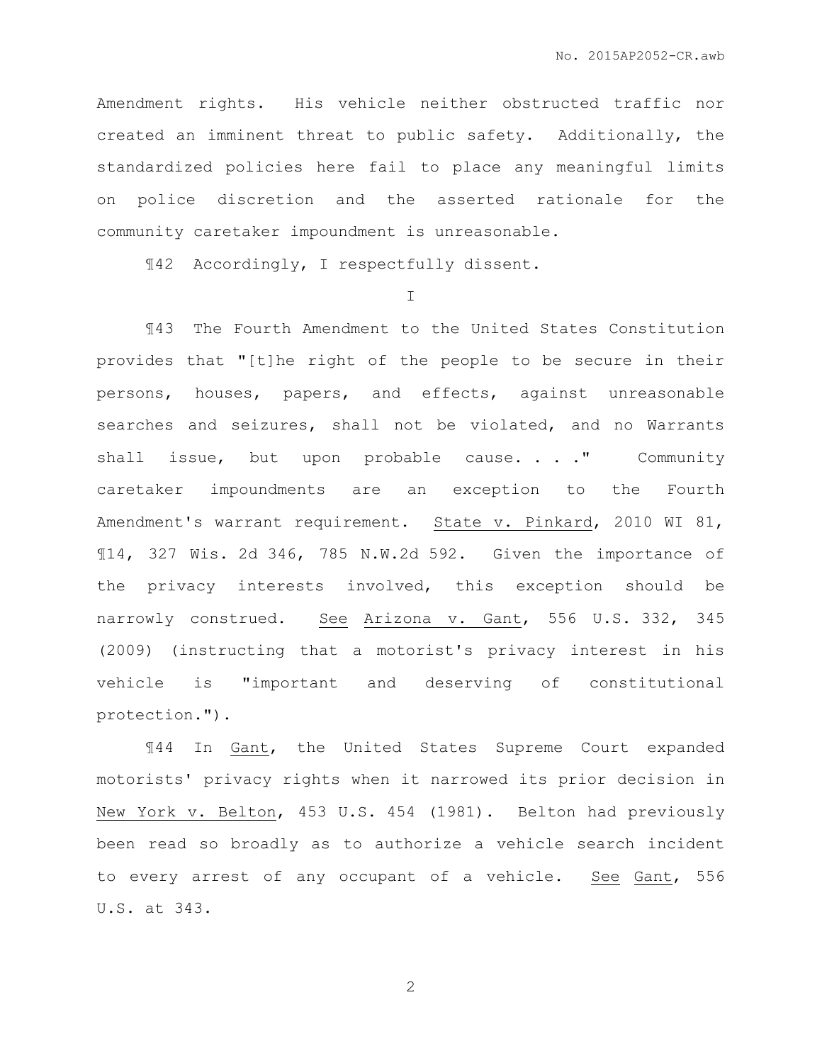Amendment rights. His vehicle neither obstructed traffic nor created an imminent threat to public safety. Additionally, the standardized policies here fail to place any meaningful limits on police discretion and the asserted rationale for the community caretaker impoundment is unreasonable.

¶42 Accordingly, I respectfully dissent.

I

¶43 The Fourth Amendment to the United States Constitution provides that "[t]he right of the people to be secure in their persons, houses, papers, and effects, against unreasonable searches and seizures, shall not be violated, and no Warrants shall issue, but upon probable cause. . . ." Community caretaker impoundments are an exception to the Fourth Amendment's warrant requirement. State v. Pinkard, 2010 WI 81, ¶14, 327 Wis. 2d 346, 785 N.W.2d 592. Given the importance of the privacy interests involved, this exception should be narrowly construed. See Arizona v. Gant, 556 U.S. 332, 345 (2009) (instructing that a motorist's privacy interest in his vehicle is "important and deserving of constitutional protection.").

¶44 In Gant, the United States Supreme Court expanded motorists' privacy rights when it narrowed its prior decision in New York v. Belton, 453 U.S. 454 (1981). Belton had previously been read so broadly as to authorize a vehicle search incident to every arrest of any occupant of a vehicle. See Gant, 556 U.S. at 343.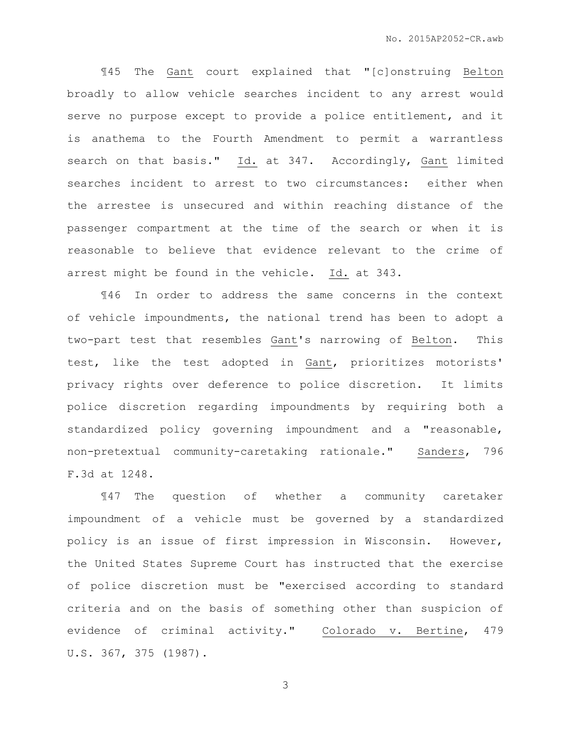¶45 The Gant court explained that "[c]onstruing Belton broadly to allow vehicle searches incident to any arrest would serve no purpose except to provide a police entitlement, and it is anathema to the Fourth Amendment to permit a warrantless search on that basis." Id. at 347. Accordingly, Gant limited searches incident to arrest to two circumstances: either when the arrestee is unsecured and within reaching distance of the passenger compartment at the time of the search or when it is reasonable to believe that evidence relevant to the crime of arrest might be found in the vehicle. Id. at 343.

¶46 In order to address the same concerns in the context of vehicle impoundments, the national trend has been to adopt a two-part test that resembles Gant's narrowing of Belton. This test, like the test adopted in Gant, prioritizes motorists' privacy rights over deference to police discretion. It limits police discretion regarding impoundments by requiring both a standardized policy governing impoundment and a "reasonable, non-pretextual community-caretaking rationale." Sanders, 796 F.3d at 1248.

¶47 The question of whether a community caretaker impoundment of a vehicle must be governed by a standardized policy is an issue of first impression in Wisconsin. However, the United States Supreme Court has instructed that the exercise of police discretion must be "exercised according to standard criteria and on the basis of something other than suspicion of evidence of criminal activity." Colorado v. Bertine, 479 U.S. 367, 375 (1987).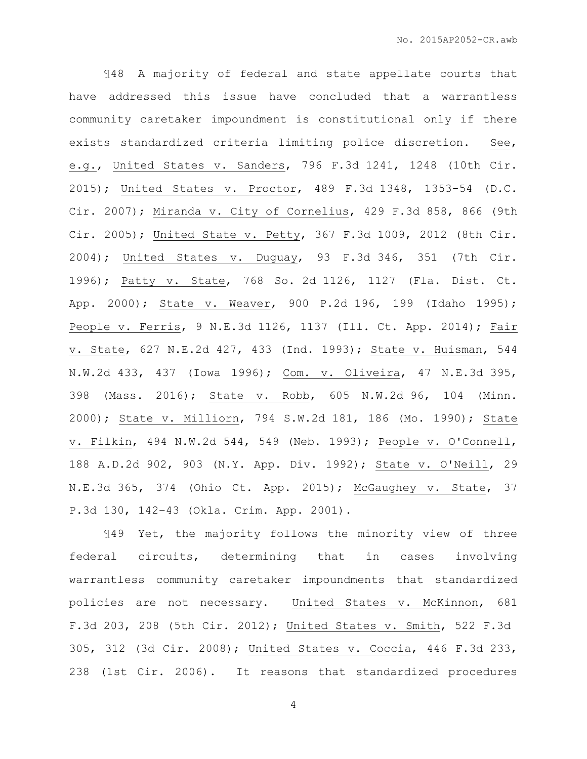¶48 A majority of federal and state appellate courts that have addressed this issue have concluded that a warrantless community caretaker impoundment is constitutional only if there exists standardized criteria limiting police discretion. See, e.g., United States v. Sanders, 796 F.3d 1241, 1248 (10th Cir. 2015); United States v. Proctor, 489 F.3d 1348, 1353-54 (D.C. Cir. 2007); Miranda v. City of Cornelius, 429 F.3d 858, 866 (9th Cir. 2005); United State v. Petty, 367 F.3d 1009, 2012 (8th Cir. 2004); United States v. Duguay, 93 F.3d 346, 351 (7th Cir. 1996); Patty v. State, 768 So. 2d 1126, 1127 (Fla. Dist. Ct. App. 2000); State v. Weaver, 900 P.2d 196, 199 (Idaho 1995); People v. Ferris, 9 N.E.3d 1126, 1137 (Ill. Ct. App. 2014); Fair v. State, 627 N.E.2d 427, 433 (Ind. 1993); State v. Huisman, 544 N.W.2d 433, 437 (Iowa 1996); Com. v. Oliveira, 47 N.E.3d 395, 398 (Mass. 2016); State v. Robb, 605 N.W.2d 96, 104 (Minn. 2000); State v. Milliorn, 794 S.W.2d 181, 186 (Mo. 1990); State v. Filkin, 494 N.W.2d 544, 549 (Neb. 1993); People v. O'Connell, 188 A.D.2d 902, 903 (N.Y. App. Div. 1992); State v. O'Neill, 29 N.E.3d 365, 374 (Ohio Ct. App. 2015); McGaughey v. State, 37 P.3d 130, 142–43 (Okla. Crim. App. 2001).

¶49 Yet, the majority follows the minority view of three federal circuits, determining that in cases involving warrantless community caretaker impoundments that standardized policies are not necessary. United States v. McKinnon, 681 F.3d 203, 208 (5th Cir. 2012); United States v. Smith, 522 F.3d 305, 312 (3d Cir. 2008); United States v. Coccia, 446 F.3d 233, 238 (1st Cir. 2006). It reasons that standardized procedures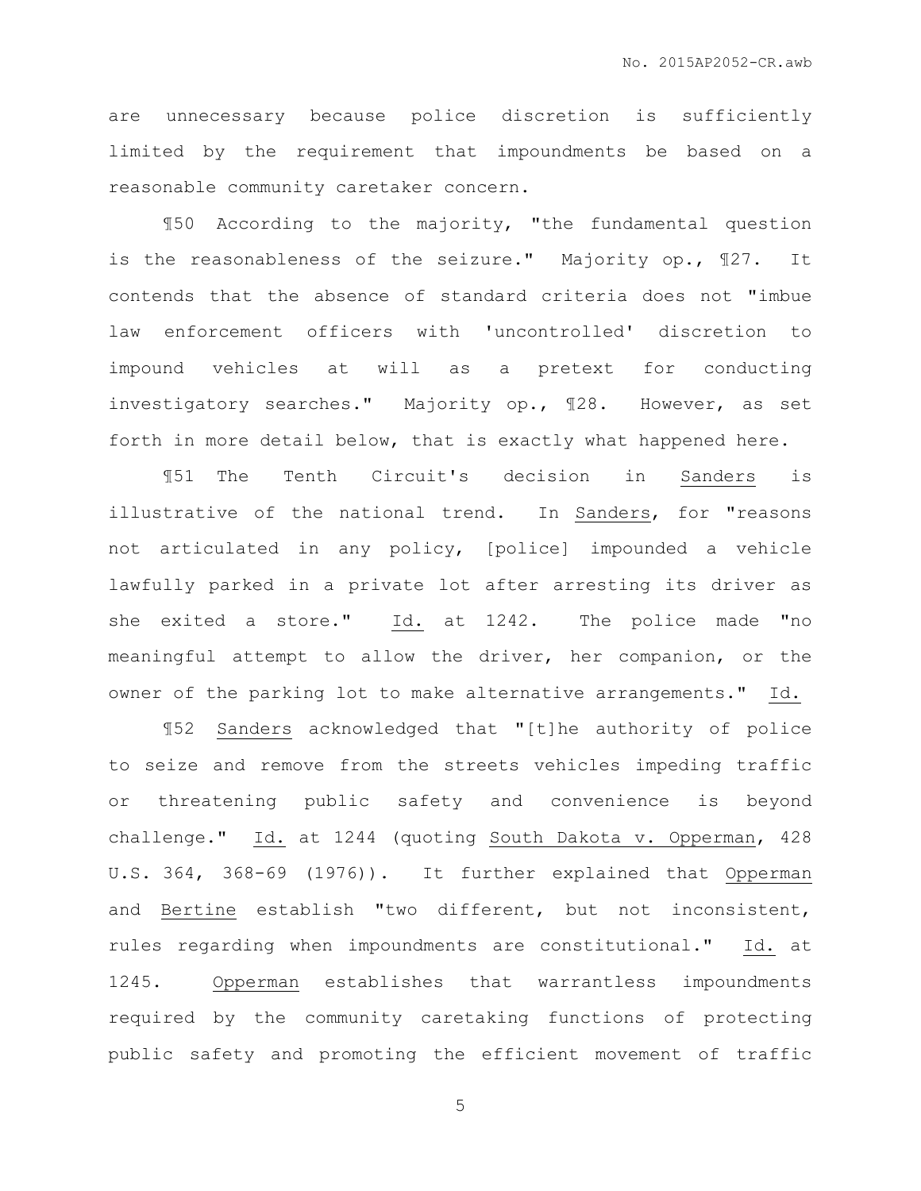are unnecessary because police discretion is sufficiently limited by the requirement that impoundments be based on a reasonable community caretaker concern.

¶50 According to the majority, "the fundamental question is the reasonableness of the seizure." Majority op., ¶27. It contends that the absence of standard criteria does not "imbue law enforcement officers with 'uncontrolled' discretion to impound vehicles at will as a pretext for conducting investigatory searches." Majority op., ¶28. However, as set forth in more detail below, that is exactly what happened here.

¶51 The Tenth Circuit's decision in Sanders is illustrative of the national trend. In Sanders, for "reasons not articulated in any policy, [police] impounded a vehicle lawfully parked in a private lot after arresting its driver as she exited a store." Id. at 1242. The police made "no meaningful attempt to allow the driver, her companion, or the owner of the parking lot to make alternative arrangements." Id.

¶52 Sanders acknowledged that "[t]he authority of police to seize and remove from the streets vehicles impeding traffic or threatening public safety and convenience is beyond challenge." Id. at 1244 (quoting South Dakota v. Opperman, 428 U.S. 364, 368-69 (1976)). It further explained that Opperman and Bertine establish "two different, but not inconsistent, rules regarding when impoundments are constitutional." Id. at 1245. Opperman establishes that warrantless impoundments required by the community caretaking functions of protecting public safety and promoting the efficient movement of traffic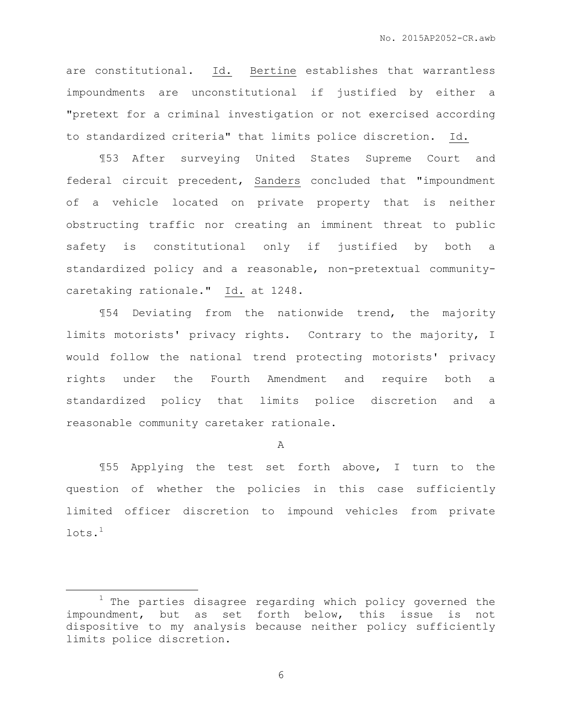are constitutional. Id. Bertine establishes that warrantless impoundments are unconstitutional if justified by either a "pretext for a criminal investigation or not exercised according to standardized criteria" that limits police discretion. Id.

¶53 After surveying United States Supreme Court and federal circuit precedent, Sanders concluded that "impoundment of a vehicle located on private property that is neither obstructing traffic nor creating an imminent threat to public safety is constitutional only if justified by both a standardized policy and a reasonable, non-pretextual community-caretaking rationale." Id. at 1248.

¶54 Deviating from the nationwide trend, the majority limits motorists' privacy rights. Contrary to the majority, I would follow the national trend protecting motorists' privacy rights under the Fourth Amendment and require both a standardized policy that limits police discretion and a reasonable community caretaker rationale.

A

¶55 Applying the test set forth above, I turn to the question of whether the policies in this case sufficiently limited officer discretion to impound vehicles from private lots.[1]

[1] The parties disagree regarding which policy governed the impoundment, but as set forth below, this issue is not dispositive to my analysis because neither policy sufficiently limits police discretion.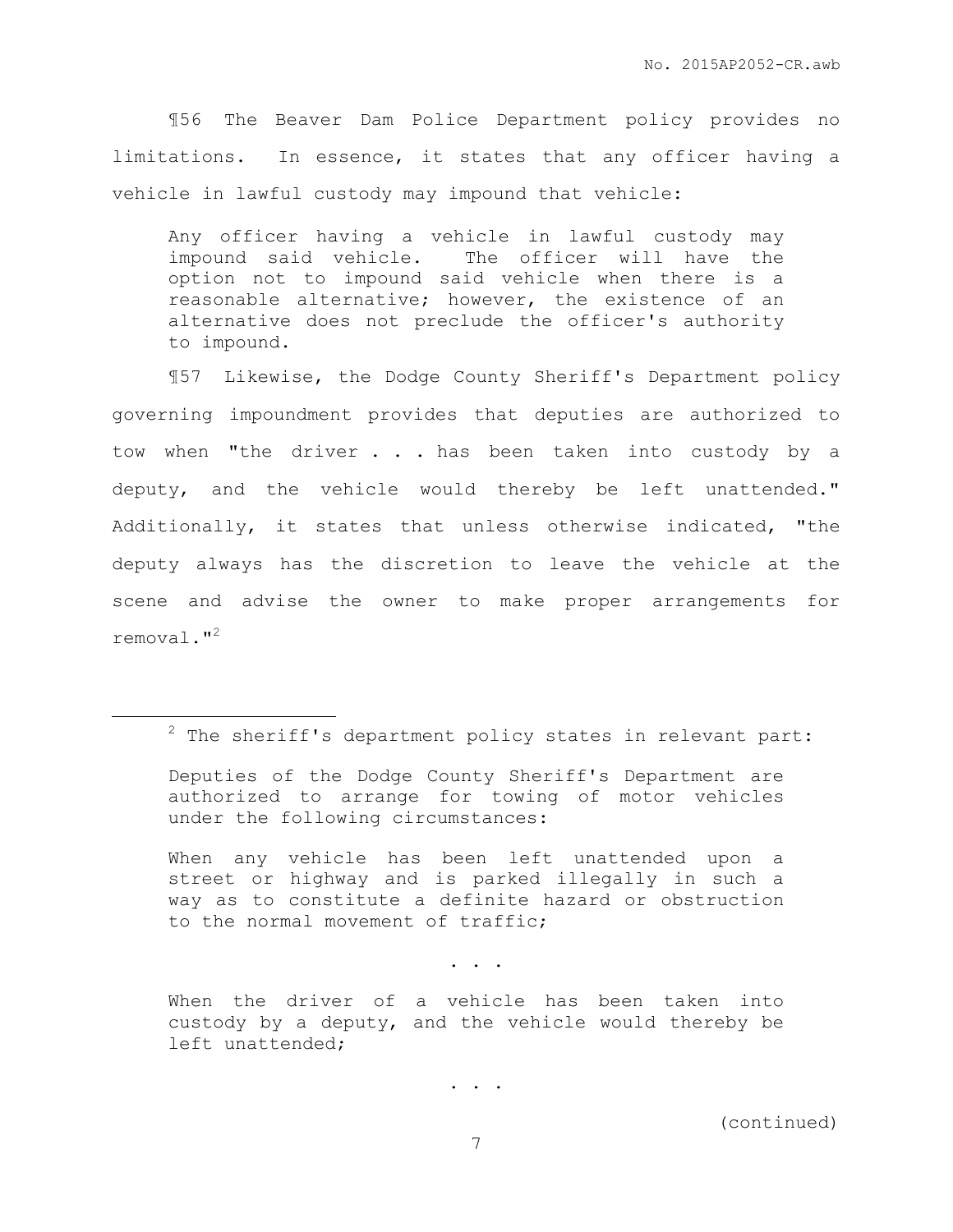¶56 The Beaver Dam Police Department policy provides no limitations. In essence, it states that any officer having a vehicle in lawful custody may impound that vehicle:

> Any officer having a vehicle in lawful custody may impound said vehicle. The officer will have the option not to impound said vehicle when there is a reasonable alternative; however, the existence of an alternative does not preclude the officer's authority to impound.

¶57 Likewise, the Dodge County Sheriff's Department policy governing impoundment provides that deputies are authorized to tow when "the driver . . . has been taken into custody by a deputy, and the vehicle would thereby be left unattended." Additionally, it states that unless otherwise indicated, "the deputy always has the discretion to leave the vehicle at the scene and advise the owner to make proper arrangements for removal."[2]

---

[2] The sheriff's department policy states in relevant part:

> Deputies of the Dodge County Sheriff's Department are authorized to arrange for towing of motor vehicles under the following circumstances:
>
> When any vehicle has been left unattended upon a street or highway and is parked illegally in such a way as to constitute a definite hazard or obstruction to the normal movement of traffic;
>
> . . .
>
> When the driver of a vehicle has been taken into custody by a deputy, and the vehicle would thereby be left unattended;
>
> . . .

(continued)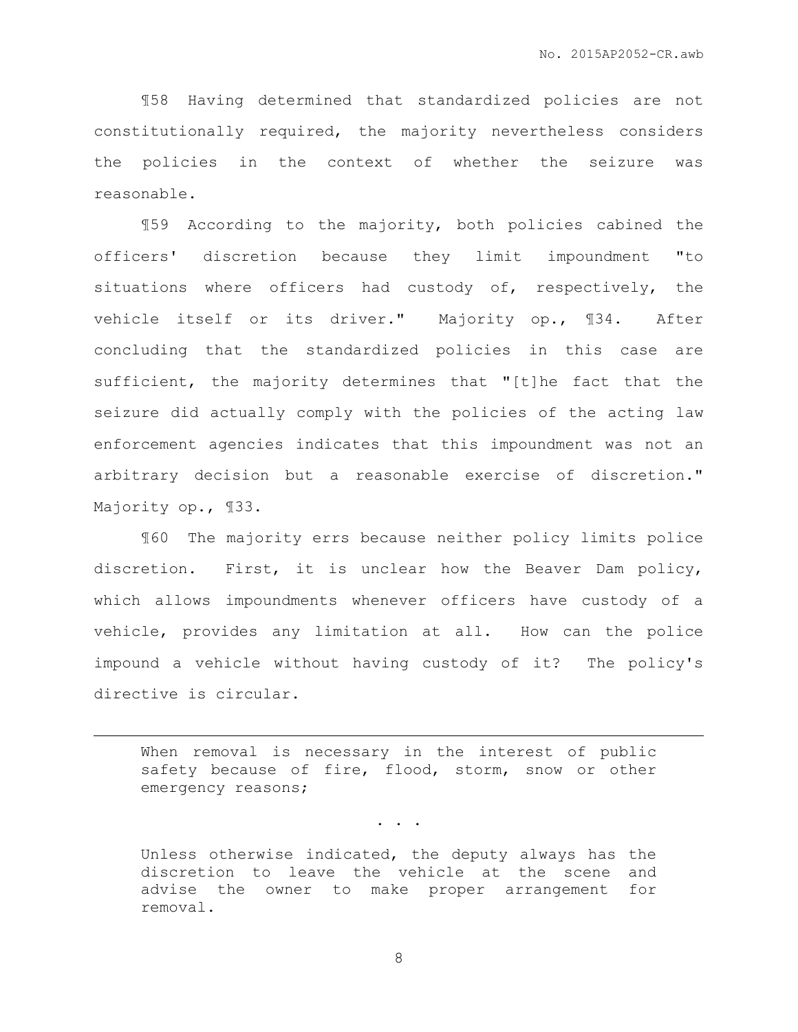¶58 Having determined that standardized policies are not constitutionally required, the majority nevertheless considers the policies in the context of whether the seizure was reasonable.

¶59 According to the majority, both policies cabined the officers' discretion because they limit impoundment "to situations where officers had custody of, respectively, the vehicle itself or its driver." Majority op., ¶34. After concluding that the standardized policies in this case are sufficient, the majority determines that "[t]he fact that the seizure did actually comply with the policies of the acting law enforcement agencies indicates that this impoundment was not an arbitrary decision but a reasonable exercise of discretion." Majority op., ¶33.

¶60 The majority errs because neither policy limits police discretion. First, it is unclear how the Beaver Dam policy, which allows impoundments whenever officers have custody of a vehicle, provides any limitation at all. How can the police impound a vehicle without having custody of it? The policy's directive is circular.

---

> When removal is necessary in the interest of public safety because of fire, flood, storm, snow or other emergency reasons;
>
> . . .
>
> Unless otherwise indicated, the deputy always has the discretion to leave the vehicle at the scene and advise the owner to make proper arrangement for removal.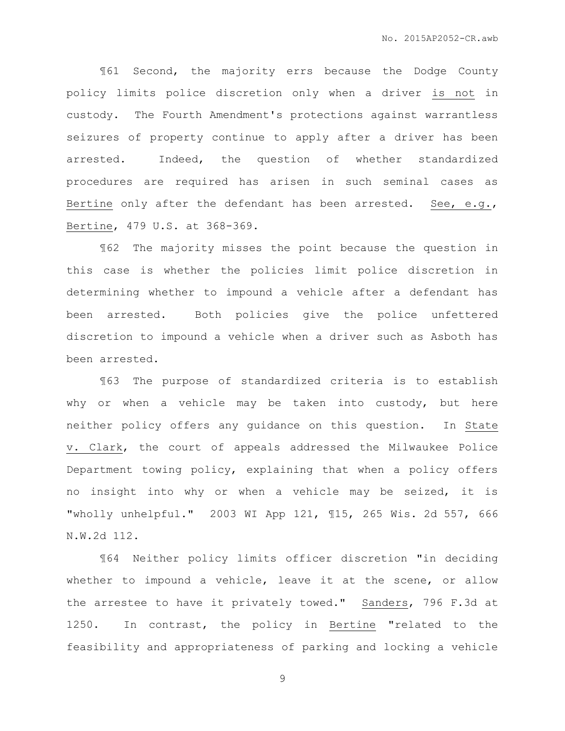¶61 Second, the majority errs because the Dodge County policy limits police discretion only when a driver is not in custody. The Fourth Amendment's protections against warrantless seizures of property continue to apply after a driver has been arrested. Indeed, the question of whether standardized procedures are required has arisen in such seminal cases as Bertine only after the defendant has been arrested. See, e.g., Bertine, 479 U.S. at 368-369.

¶62 The majority misses the point because the question in this case is whether the policies limit police discretion in determining whether to impound a vehicle after a defendant has been arrested. Both policies give the police unfettered discretion to impound a vehicle when a driver such as Asboth has been arrested.

¶63 The purpose of standardized criteria is to establish why or when a vehicle may be taken into custody, but here neither policy offers any guidance on this question. In State v. Clark, the court of appeals addressed the Milwaukee Police Department towing policy, explaining that when a policy offers no insight into why or when a vehicle may be seized, it is "wholly unhelpful." 2003 WI App 121, ¶15, 265 Wis. 2d 557, 666 N.W.2d 112.

¶64 Neither policy limits officer discretion "in deciding whether to impound a vehicle, leave it at the scene, or allow the arrestee to have it privately towed." Sanders, 796 F.3d at 1250. In contrast, the policy in Bertine "related to the feasibility and appropriateness of parking and locking a vehicle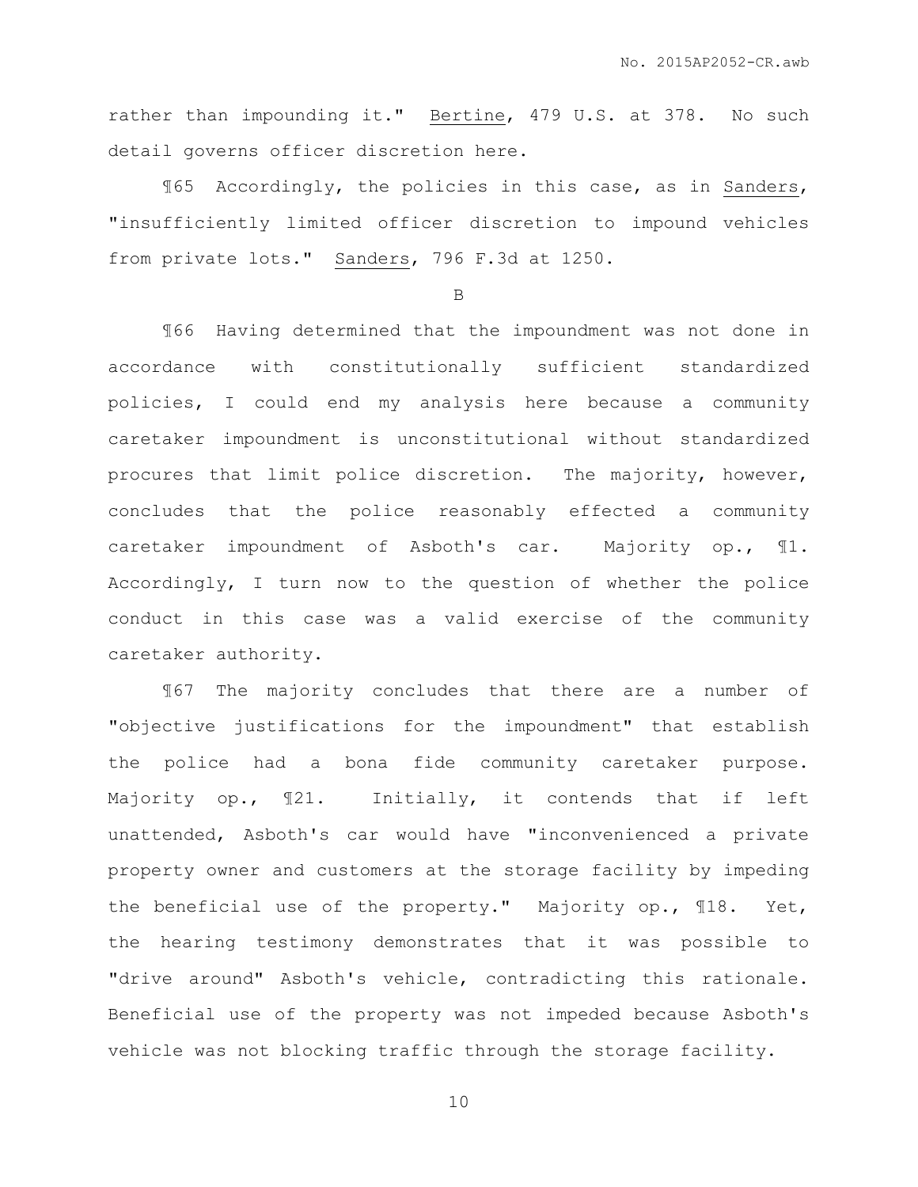rather than impounding it." Bertine, 479 U.S. at 378. No such detail governs officer discretion here.

¶65 Accordingly, the policies in this case, as in Sanders, "insufficiently limited officer discretion to impound vehicles from private lots." Sanders, 796 F.3d at 1250.

B

¶66 Having determined that the impoundment was not done in accordance with constitutionally sufficient standardized policies, I could end my analysis here because a community caretaker impoundment is unconstitutional without standardized procures that limit police discretion. The majority, however, concludes that the police reasonably effected a community caretaker impoundment of Asboth's car. Majority op., ¶1. Accordingly, I turn now to the question of whether the police conduct in this case was a valid exercise of the community caretaker authority.

¶67 The majority concludes that there are a number of "objective justifications for the impoundment" that establish the police had a bona fide community caretaker purpose. Majority op., ¶21. Initially, it contends that if left unattended, Asboth's car would have "inconvenienced a private property owner and customers at the storage facility by impeding the beneficial use of the property." Majority op., ¶18. Yet, the hearing testimony demonstrates that it was possible to "drive around" Asboth's vehicle, contradicting this rationale. Beneficial use of the property was not impeded because Asboth's vehicle was not blocking traffic through the storage facility.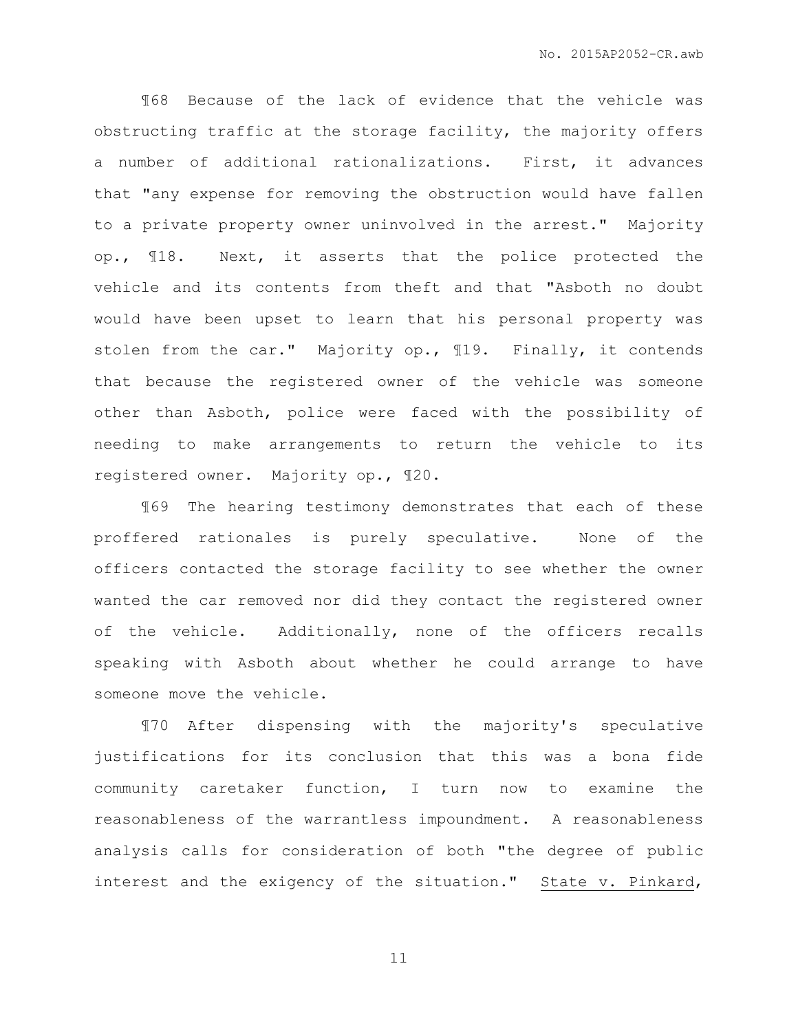¶68 Because of the lack of evidence that the vehicle was obstructing traffic at the storage facility, the majority offers a number of additional rationalizations. First, it advances that "any expense for removing the obstruction would have fallen to a private property owner uninvolved in the arrest." Majority op., ¶18. Next, it asserts that the police protected the vehicle and its contents from theft and that "Asboth no doubt would have been upset to learn that his personal property was stolen from the car." Majority op., ¶19. Finally, it contends that because the registered owner of the vehicle was someone other than Asboth, police were faced with the possibility of needing to make arrangements to return the vehicle to its registered owner. Majority op., ¶20.

¶69 The hearing testimony demonstrates that each of these proffered rationales is purely speculative. None of the officers contacted the storage facility to see whether the owner wanted the car removed nor did they contact the registered owner of the vehicle. Additionally, none of the officers recalls speaking with Asboth about whether he could arrange to have someone move the vehicle.

¶70 After dispensing with the majority's speculative justifications for its conclusion that this was a bona fide community caretaker function, I turn now to examine the reasonableness of the warrantless impoundment. A reasonableness analysis calls for consideration of both "the degree of public interest and the exigency of the situation." State v. Pinkard,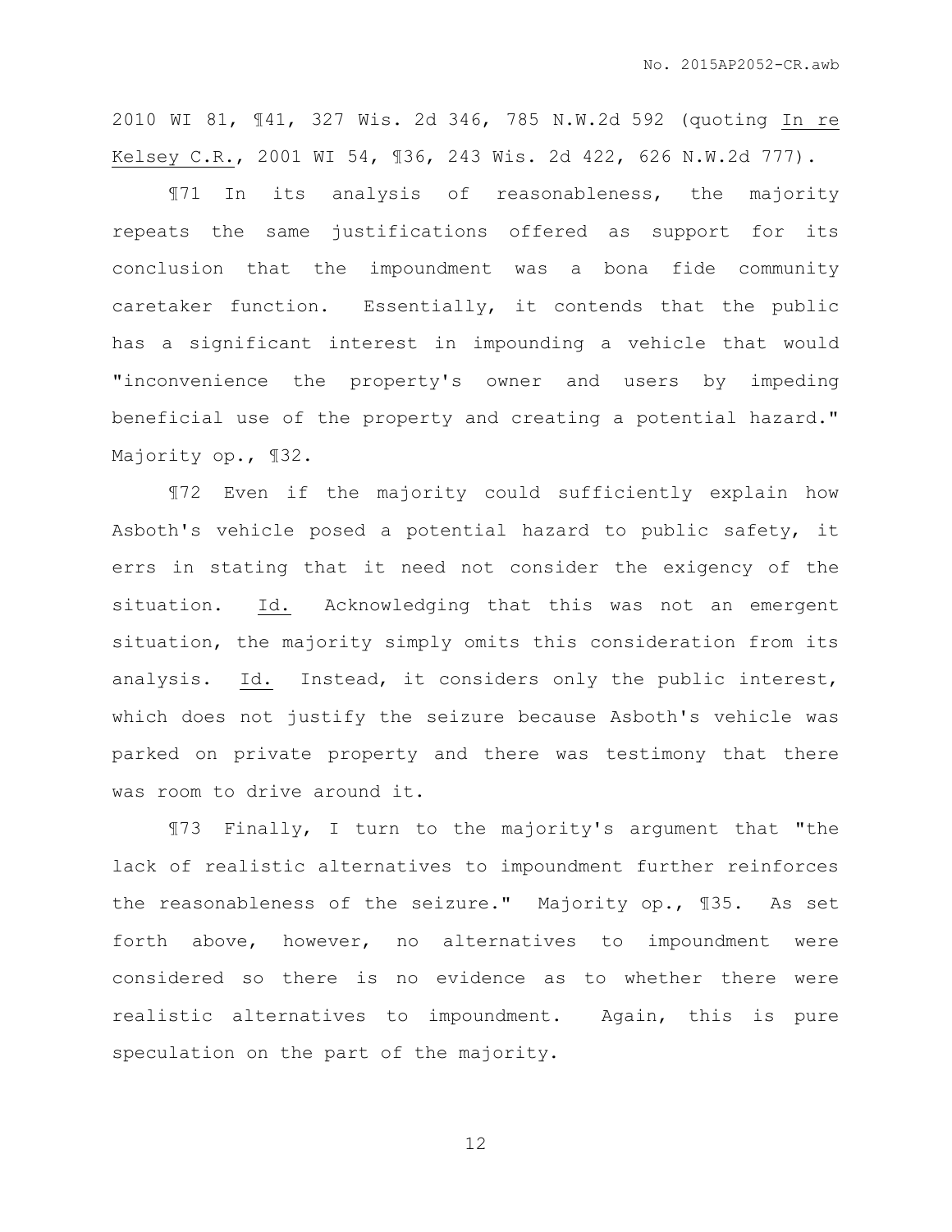2010 WI 81, ¶41, 327 Wis. 2d 346, 785 N.W.2d 592 (quoting In re Kelsey C.R., 2001 WI 54, ¶36, 243 Wis. 2d 422, 626 N.W.2d 777).

¶71 In its analysis of reasonableness, the majority repeats the same justifications offered as support for its conclusion that the impoundment was a bona fide community caretaker function. Essentially, it contends that the public has a significant interest in impounding a vehicle that would "inconvenience the property's owner and users by impeding beneficial use of the property and creating a potential hazard." Majority op., ¶32.

¶72 Even if the majority could sufficiently explain how Asboth's vehicle posed a potential hazard to public safety, it errs in stating that it need not consider the exigency of the situation. Id. Acknowledging that this was not an emergent situation, the majority simply omits this consideration from its analysis. Id. Instead, it considers only the public interest, which does not justify the seizure because Asboth's vehicle was parked on private property and there was testimony that there was room to drive around it.

¶73 Finally, I turn to the majority's argument that "the lack of realistic alternatives to impoundment further reinforces the reasonableness of the seizure." Majority op., ¶35. As set forth above, however, no alternatives to impoundment were considered so there is no evidence as to whether there were realistic alternatives to impoundment. Again, this is pure speculation on the part of the majority.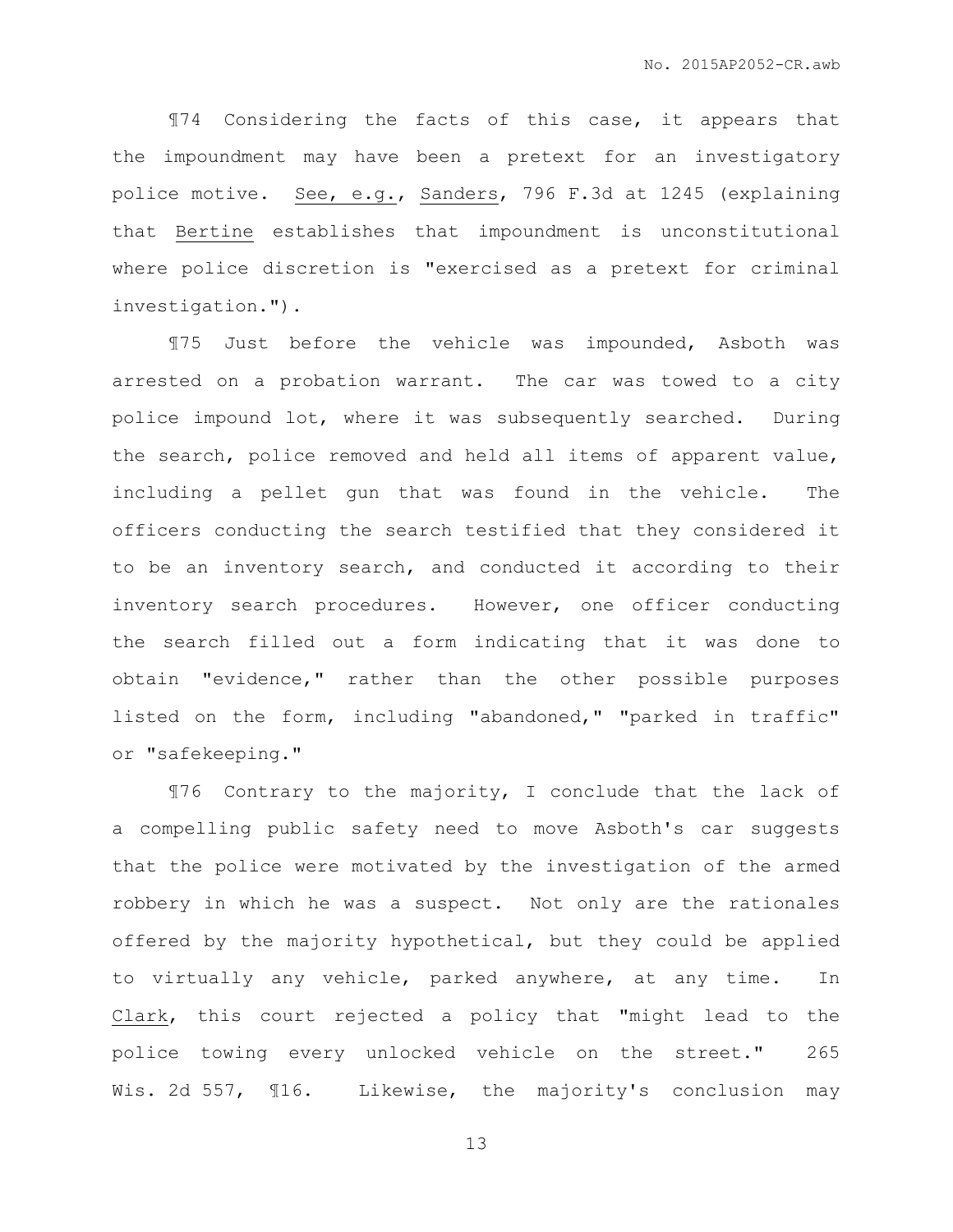¶74 Considering the facts of this case, it appears that the impoundment may have been a pretext for an investigatory police motive. See, e.g., Sanders, 796 F.3d at 1245 (explaining that Bertine establishes that impoundment is unconstitutional where police discretion is "exercised as a pretext for criminal investigation.").

¶75 Just before the vehicle was impounded, Asboth was arrested on a probation warrant. The car was towed to a city police impound lot, where it was subsequently searched. During the search, police removed and held all items of apparent value, including a pellet gun that was found in the vehicle. The officers conducting the search testified that they considered it to be an inventory search, and conducted it according to their inventory search procedures. However, one officer conducting the search filled out a form indicating that it was done to obtain "evidence," rather than the other possible purposes listed on the form, including "abandoned," "parked in traffic" or "safekeeping."

¶76 Contrary to the majority, I conclude that the lack of a compelling public safety need to move Asboth's car suggests that the police were motivated by the investigation of the armed robbery in which he was a suspect. Not only are the rationales offered by the majority hypothetical, but they could be applied to virtually any vehicle, parked anywhere, at any time. In Clark, this court rejected a policy that "might lead to the police towing every unlocked vehicle on the street." 265 Wis. 2d 557, ¶16. Likewise, the majority's conclusion may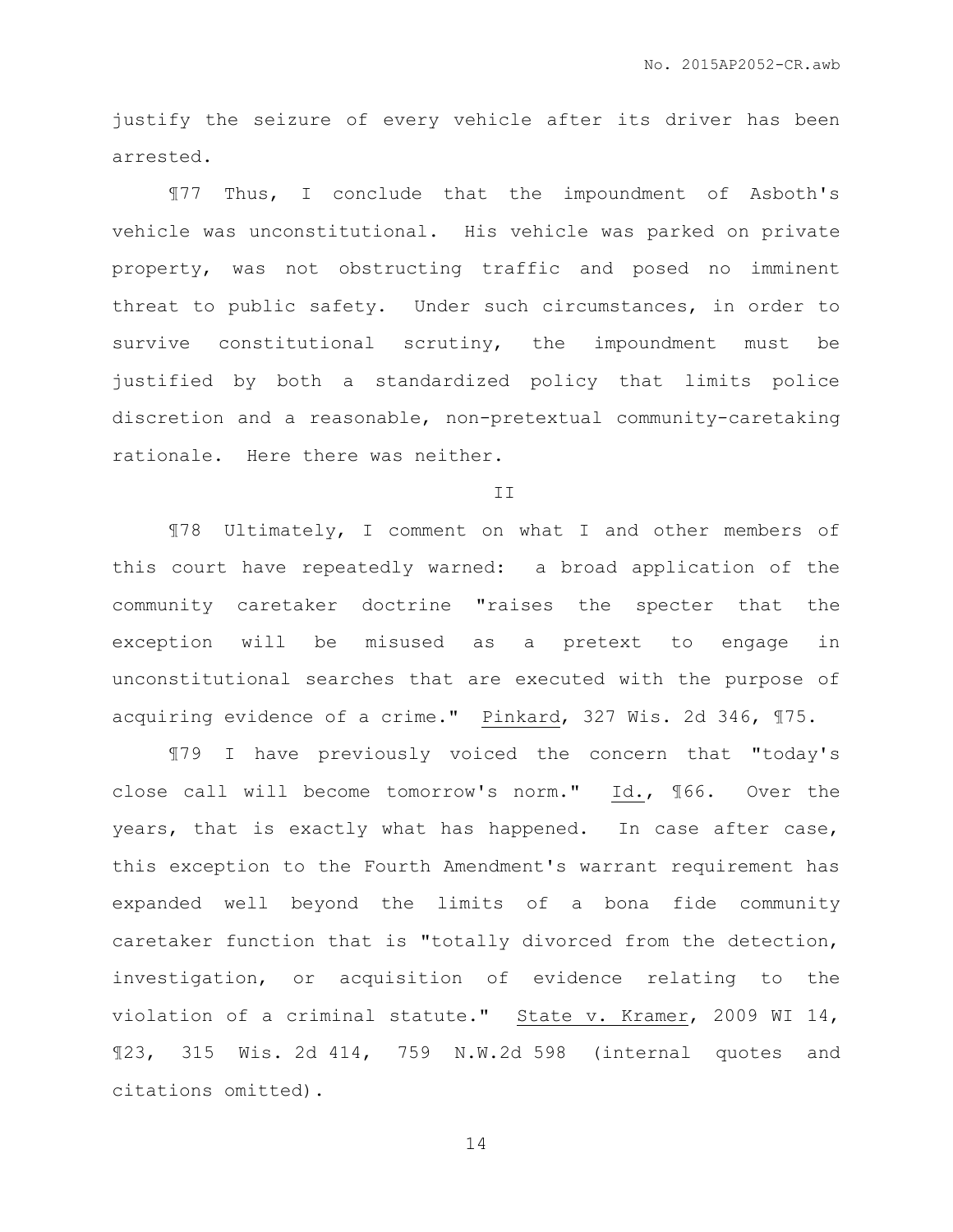justify the seizure of every vehicle after its driver has been arrested.

¶77 Thus, I conclude that the impoundment of Asboth's vehicle was unconstitutional. His vehicle was parked on private property, was not obstructing traffic and posed no imminent threat to public safety. Under such circumstances, in order to survive constitutional scrutiny, the impoundment must be justified by both a standardized policy that limits police discretion and a reasonable, non-pretextual community-caretaking rationale. Here there was neither.

II

¶78 Ultimately, I comment on what I and other members of this court have repeatedly warned: a broad application of the community caretaker doctrine "raises the specter that the exception will be misused as a pretext to engage in unconstitutional searches that are executed with the purpose of acquiring evidence of a crime." Pinkard, 327 Wis. 2d 346, ¶75.

¶79 I have previously voiced the concern that "today's close call will become tomorrow's norm." Id., ¶66. Over the years, that is exactly what has happened. In case after case, this exception to the Fourth Amendment's warrant requirement has expanded well beyond the limits of a bona fide community caretaker function that is "totally divorced from the detection, investigation, or acquisition of evidence relating to the violation of a criminal statute." State v. Kramer, 2009 WI 14, ¶23, 315 Wis. 2d 414, 759 N.W.2d 598 (internal quotes and citations omitted).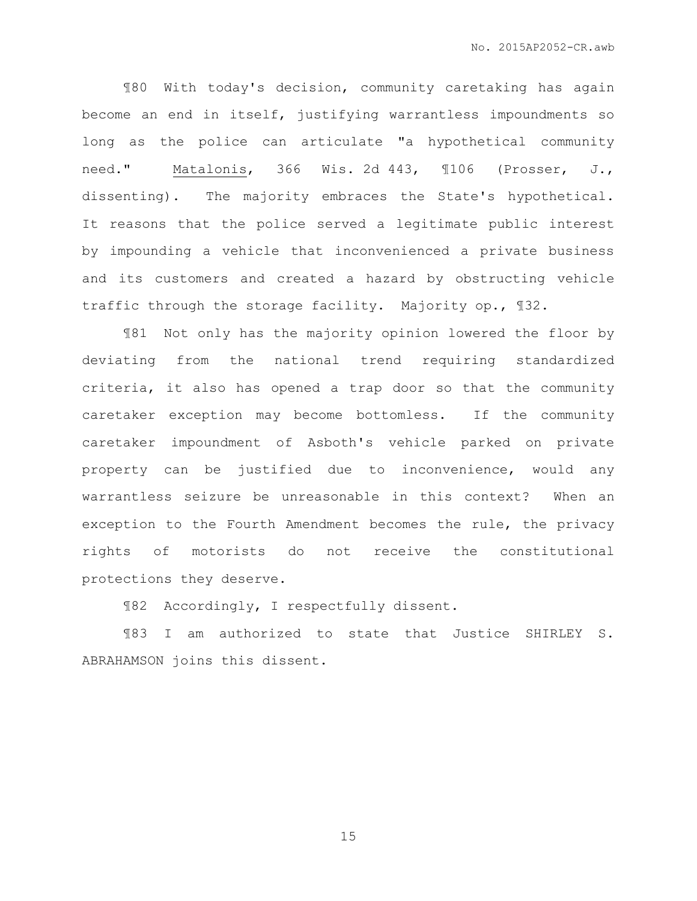¶80 With today's decision, community caretaking has again become an end in itself, justifying warrantless impoundments so long as the police can articulate "a hypothetical community need." Matalonis, 366 Wis. 2d 443, ¶106 (Prosser, J., dissenting). The majority embraces the State's hypothetical. It reasons that the police served a legitimate public interest by impounding a vehicle that inconvenienced a private business and its customers and created a hazard by obstructing vehicle traffic through the storage facility. Majority op., ¶32.

¶81 Not only has the majority opinion lowered the floor by deviating from the national trend requiring standardized criteria, it also has opened a trap door so that the community caretaker exception may become bottomless. If the community caretaker impoundment of Asboth's vehicle parked on private property can be justified due to inconvenience, would any warrantless seizure be unreasonable in this context? When an exception to the Fourth Amendment becomes the rule, the privacy rights of motorists do not receive the constitutional protections they deserve.

¶82 Accordingly, I respectfully dissent.

¶83 I am authorized to state that Justice SHIRLEY S. ABRAHAMSON joins this dissent.